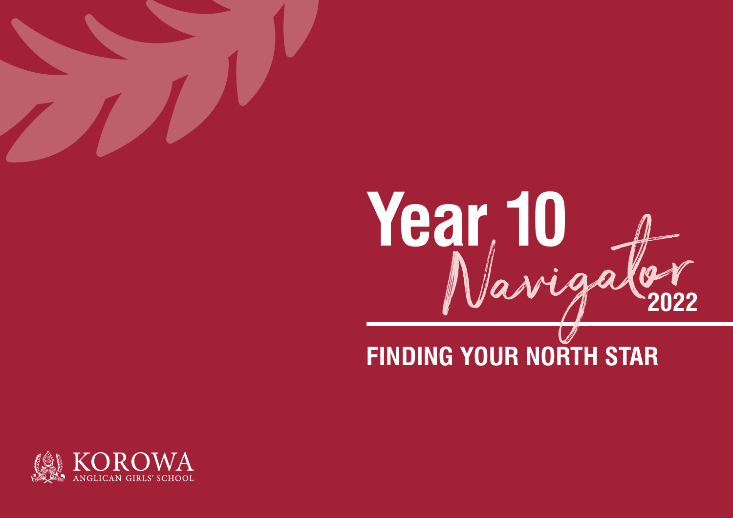# Year 10 Navigator 2022

## FINDING YOUR NORTH STAR

KOROWA
ANGLICAN GIRLS' SCHOOL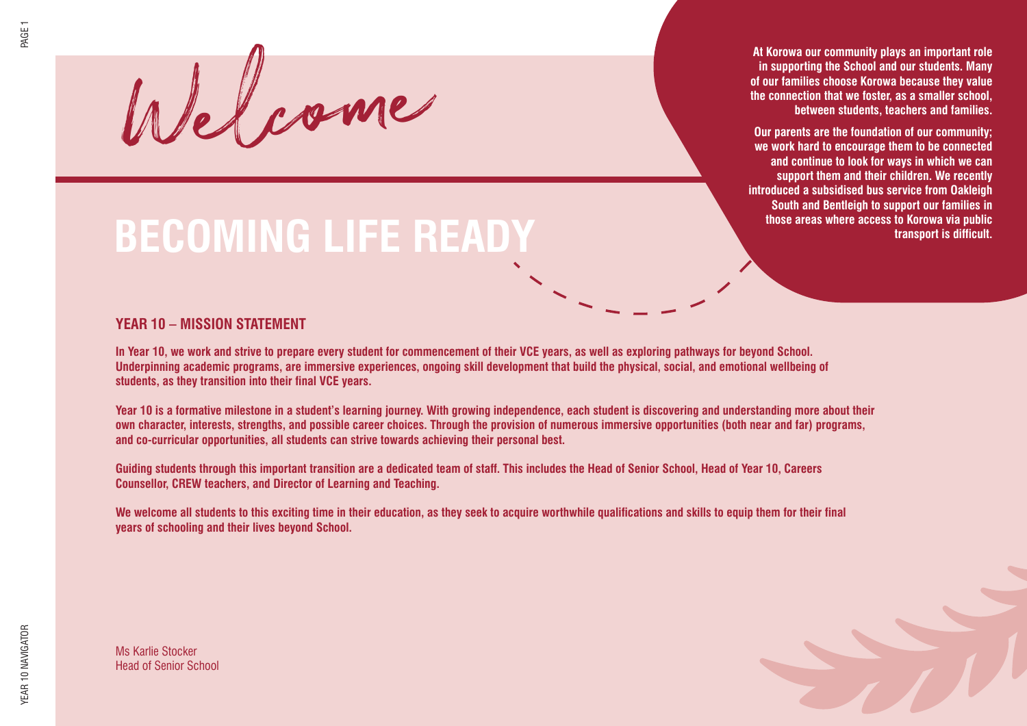# Welcome

## BECOMING LIFE READY

At Korowa our community plays an important role in supporting the School and our students. Many of our families choose Korowa because they value the connection that we foster, as a smaller school, between students, teachers and families.

Our parents are the foundation of our community; we work hard to encourage them to be connected and continue to look for ways in which we can support them and their children. We recently introduced a subsidised bus service from Oakleigh South and Bentleigh to support our families in those areas where access to Korowa via public transport is difficult.

### YEAR 10 – MISSION STATEMENT

In Year 10, we work and strive to prepare every student for commencement of their VCE years, as well as exploring pathways for beyond School. Underpinning academic programs, are immersive experiences, ongoing skill development that build the physical, social, and emotional wellbeing of students, as they transition into their final VCE years.

Year 10 is a formative milestone in a student's learning journey. With growing independence, each student is discovering and understanding more about their own character, interests, strengths, and possible career choices. Through the provision of numerous immersive opportunities (both near and far) programs, and co-curricular opportunities, all students can strive towards achieving their personal best.

Guiding students through this important transition are a dedicated team of staff. This includes the Head of Senior School, Head of Year 10, Careers Counsellor, CREW teachers, and Director of Learning and Teaching.

We welcome all students to this exciting time in their education, as they seek to acquire worthwhile qualifications and skills to equip them for their final years of schooling and their lives beyond School.

Ms Karlie Stocker
Head of Senior School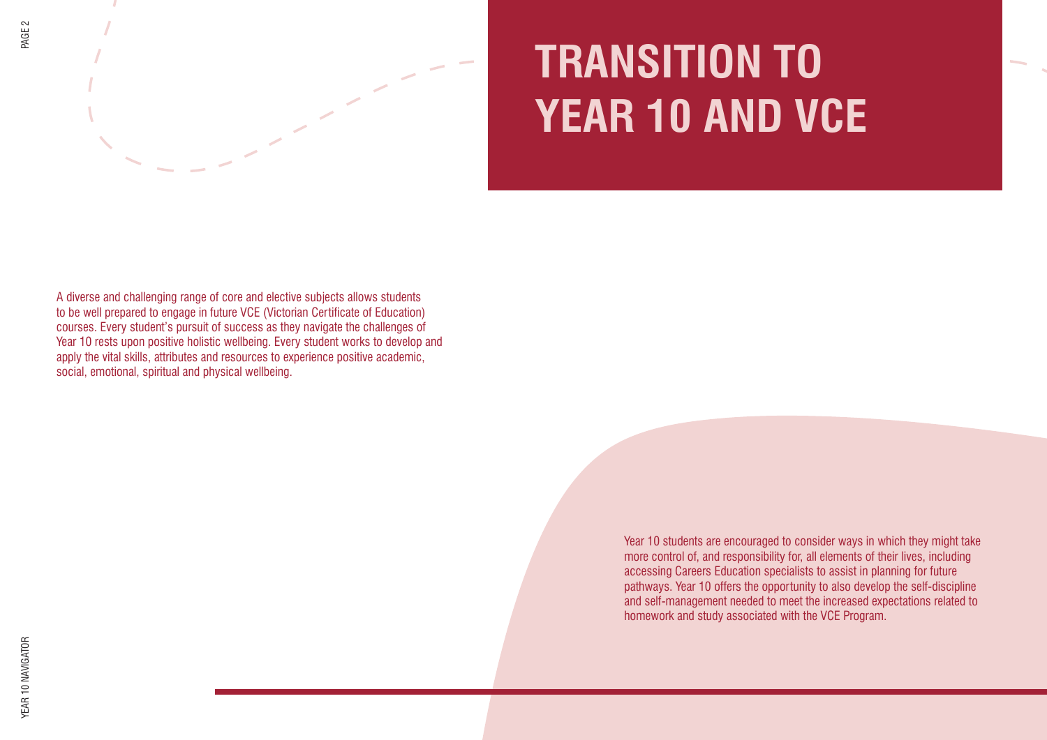# TRANSITION TO YEAR 10 AND VCE

A diverse and challenging range of core and elective subjects allows students to be well prepared to engage in future VCE (Victorian Certificate of Education) courses. Every student's pursuit of success as they navigate the challenges of Year 10 rests upon positive holistic wellbeing. Every student works to develop and apply the vital skills, attributes and resources to experience positive academic, social, emotional, spiritual and physical wellbeing.

Year 10 students are encouraged to consider ways in which they might take more control of, and responsibility for, all elements of their lives, including accessing Careers Education specialists to assist in planning for future pathways. Year 10 offers the opportunity to also develop the self-discipline and self-management needed to meet the increased expectations related to homework and study associated with the VCE Program.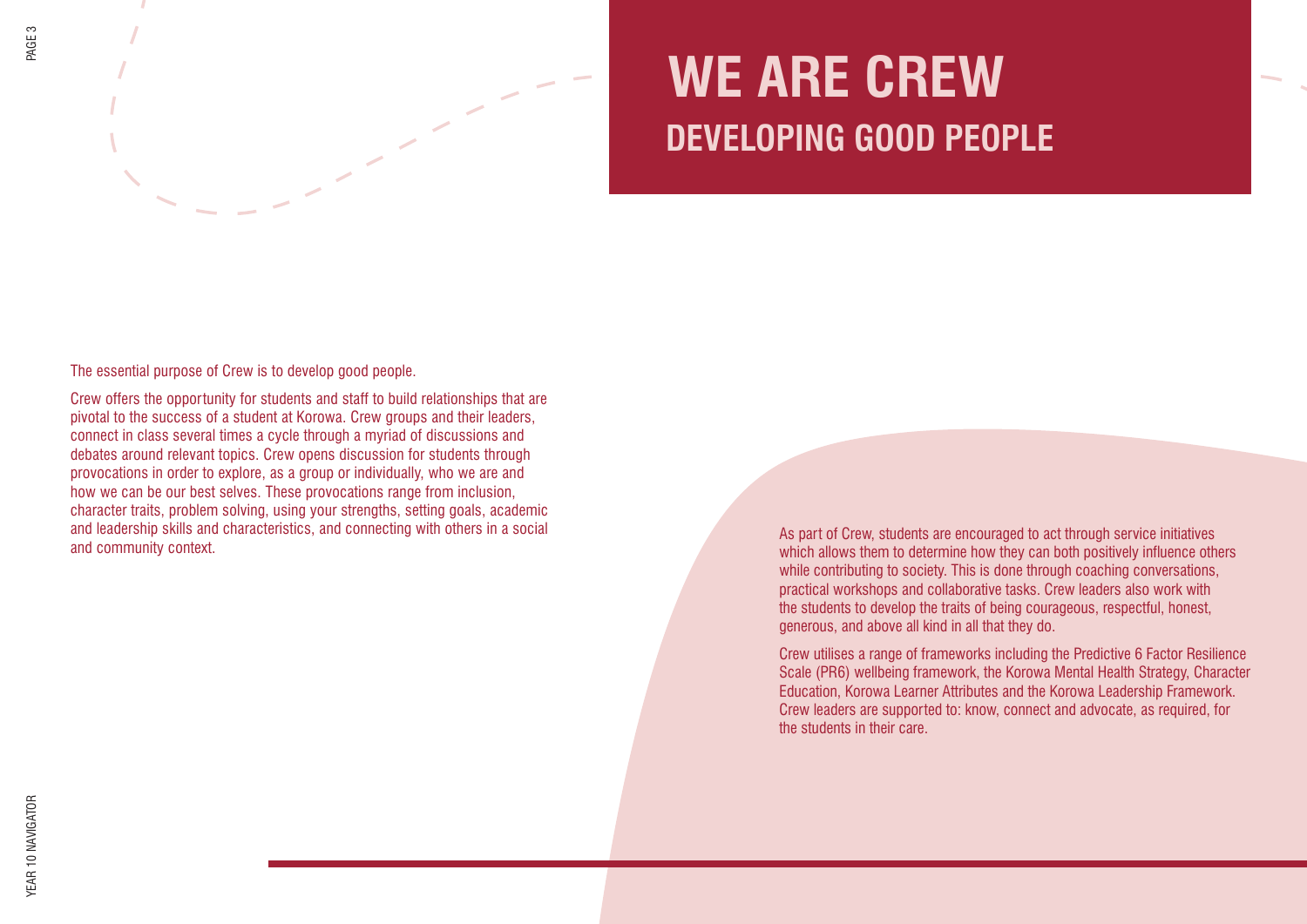# WE ARE CREW
## DEVELOPING GOOD PEOPLE

The essential purpose of Crew is to develop good people.

Crew offers the opportunity for students and staff to build relationships that are pivotal to the success of a student at Korowa. Crew groups and their leaders, connect in class several times a cycle through a myriad of discussions and debates around relevant topics. Crew opens discussion for students through provocations in order to explore, as a group or individually, who we are and how we can be our best selves. These provocations range from inclusion, character traits, problem solving, using your strengths, setting goals, academic and leadership skills and characteristics, and connecting with others in a social and community context.

As part of Crew, students are encouraged to act through service initiatives which allows them to determine how they can both positively influence others while contributing to society. This is done through coaching conversations, practical workshops and collaborative tasks. Crew leaders also work with the students to develop the traits of being courageous, respectful, honest, generous, and above all kind in all that they do.

Crew utilises a range of frameworks including the Predictive 6 Factor Resilience Scale (PR6) wellbeing framework, the Korowa Mental Health Strategy, Character Education, Korowa Learner Attributes and the Korowa Leadership Framework. Crew leaders are supported to: know, connect and advocate, as required, for the students in their care.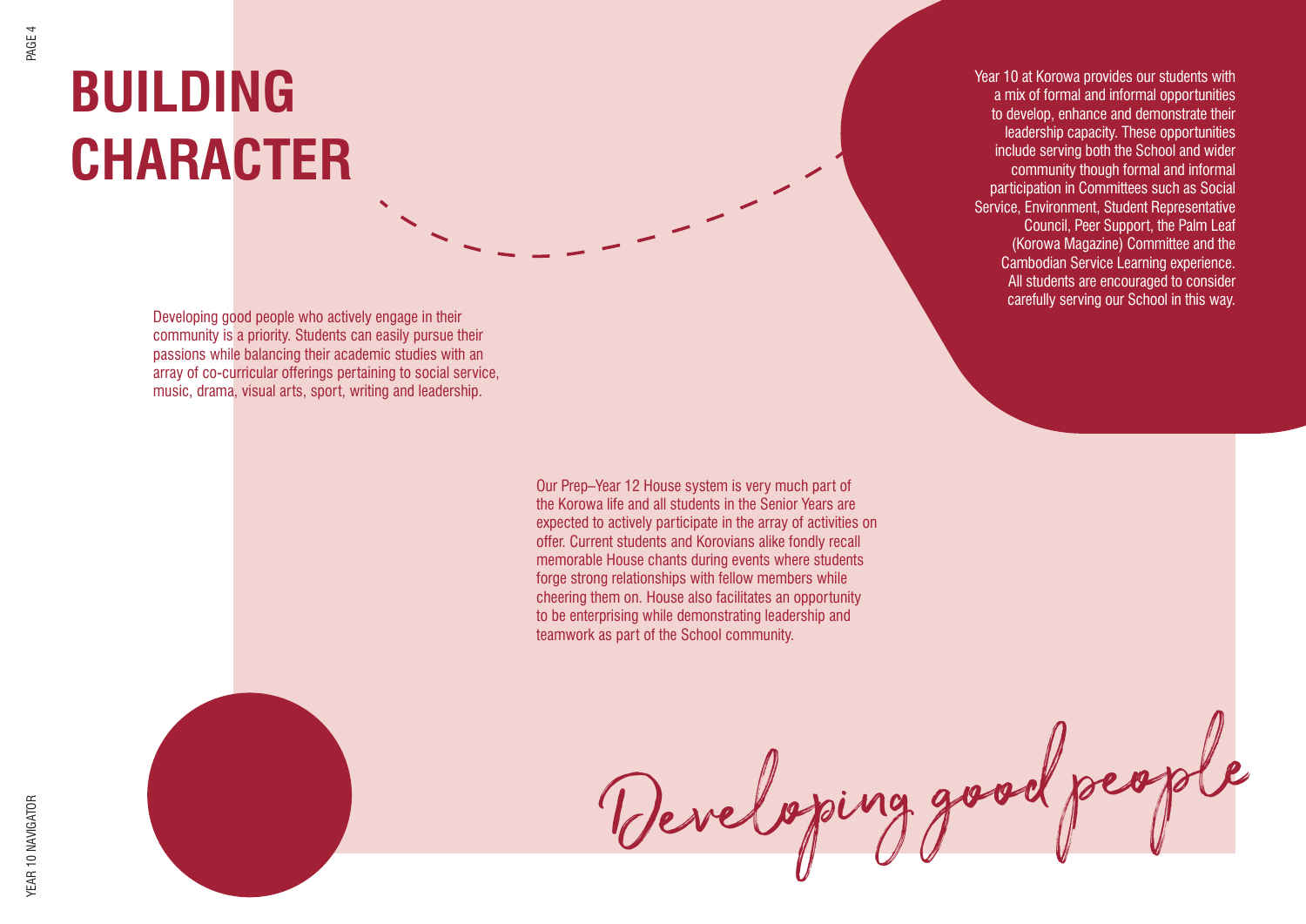# BUILDING CHARACTER

Developing good people who actively engage in their community is a priority. Students can easily pursue their passions while balancing their academic studies with an array of co-curricular offerings pertaining to social service, music, drama, visual arts, sport, writing and leadership.

Year 10 at Korowa provides our students with a mix of formal and informal opportunities to develop, enhance and demonstrate their leadership capacity. These opportunities include serving both the School and wider community though formal and informal participation in Committees such as Social Service, Environment, Student Representative Council, Peer Support, the Palm Leaf (Korowa Magazine) Committee and the Cambodian Service Learning experience. All students are encouraged to consider carefully serving our School in this way.

Our Prep–Year 12 House system is very much part of the Korowa life and all students in the Senior Years are expected to actively participate in the array of activities on offer. Current students and Korovians alike fondly recall memorable House chants during events where students forge strong relationships with fellow members while cheering them on. House also facilitates an opportunity to be enterprising while demonstrating leadership and teamwork as part of the School community.

*Developing good people*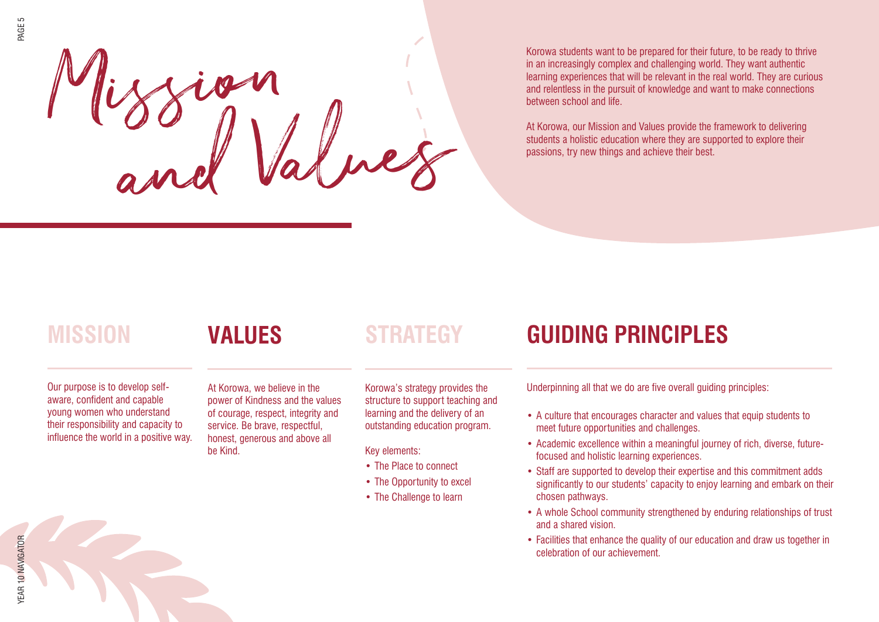# Mission and Values

Korowa students want to be prepared for their future, to be ready to thrive in an increasingly complex and challenging world. They want authentic learning experiences that will be relevant in the real world. They are curious and relentless in the pursuit of knowledge and want to make connections between school and life.

At Korowa, our Mission and Values provide the framework to delivering students a holistic education where they are supported to explore their passions, try new things and achieve their best.

## MISSION

Our purpose is to develop self-aware, confident and capable young women who understand their responsibility and capacity to influence the world in a positive way.

## VALUES

At Korowa, we believe in the power of Kindness and the values of courage, respect, integrity and service. Be brave, respectful, honest, generous and above all be Kind.

## STRATEGY

Korowa's strategy provides the structure to support teaching and learning and the delivery of an outstanding education program.

Key elements:

- The Place to connect
- The Opportunity to excel
- The Challenge to learn

## GUIDING PRINCIPLES

Underpinning all that we do are five overall guiding principles:

- A culture that encourages character and values that equip students to meet future opportunities and challenges.
- Academic excellence within a meaningful journey of rich, diverse, future-focused and holistic learning experiences.
- Staff are supported to develop their expertise and this commitment adds significantly to our students' capacity to enjoy learning and embark on their chosen pathways.
- A whole School community strengthened by enduring relationships of trust and a shared vision.
- Facilities that enhance the quality of our education and draw us together in celebration of our achievement.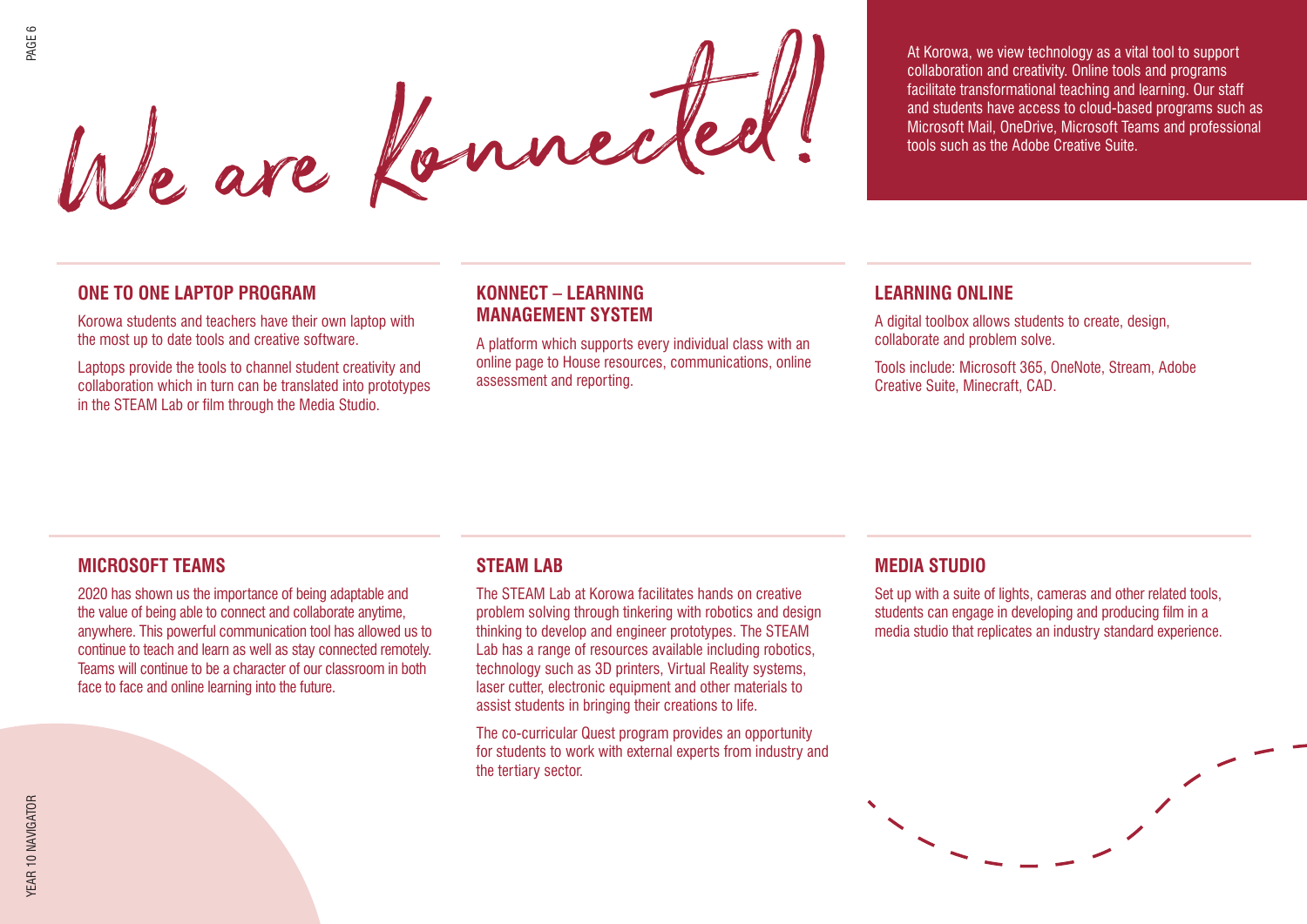# We are Konnected!

At Korowa, we view technology as a vital tool to support collaboration and creativity. Online tools and programs facilitate transformational teaching and learning. Our staff and students have access to cloud-based programs such as Microsoft Mail, OneDrive, Microsoft Teams and professional tools such as the Adobe Creative Suite.

## ONE TO ONE LAPTOP PROGRAM

Korowa students and teachers have their own laptop with the most up to date tools and creative software.

Laptops provide the tools to channel student creativity and collaboration which in turn can be translated into prototypes in the STEAM Lab or film through the Media Studio.

## KONNECT – LEARNING MANAGEMENT SYSTEM

A platform which supports every individual class with an online page to House resources, communications, online assessment and reporting.

## LEARNING ONLINE

A digital toolbox allows students to create, design, collaborate and problem solve.

Tools include: Microsoft 365, OneNote, Stream, Adobe Creative Suite, Minecraft, CAD.

## MICROSOFT TEAMS

2020 has shown us the importance of being adaptable and the value of being able to connect and collaborate anytime, anywhere. This powerful communication tool has allowed us to continue to teach and learn as well as stay connected remotely. Teams will continue to be a character of our classroom in both face to face and online learning into the future.

## STEAM LAB

The STEAM Lab at Korowa facilitates hands on creative problem solving through tinkering with robotics and design thinking to develop and engineer prototypes. The STEAM Lab has a range of resources available including robotics, technology such as 3D printers, Virtual Reality systems, laser cutter, electronic equipment and other materials to assist students in bringing their creations to life.

The co-curricular Quest program provides an opportunity for students to work with external experts from industry and the tertiary sector.

## MEDIA STUDIO

Set up with a suite of lights, cameras and other related tools, students can engage in developing and producing film in a media studio that replicates an industry standard experience.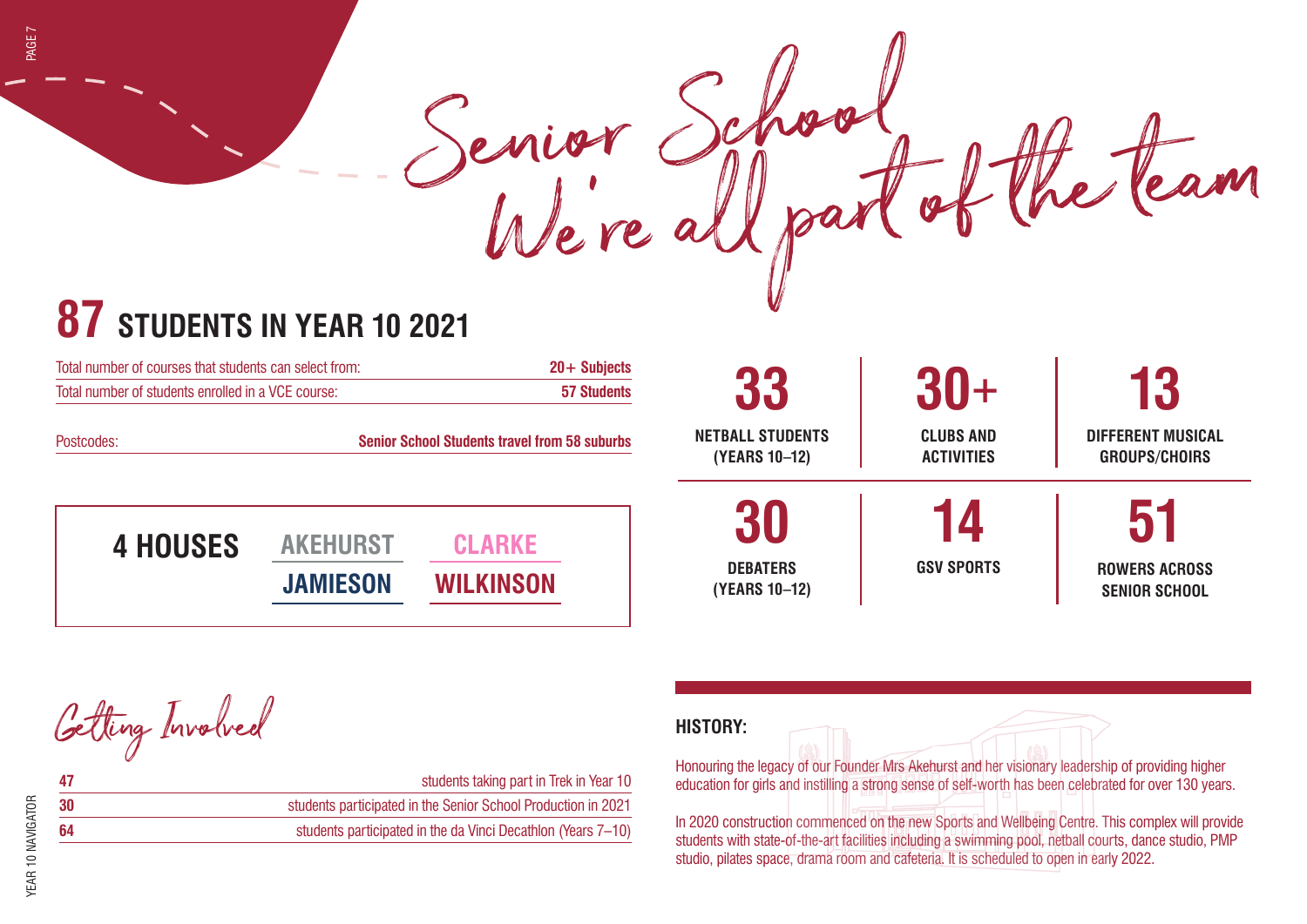# Senior School
## We're all part of the team

## 87 STUDENTS IN YEAR 10 2021

| | |
|---|---|
| Total number of courses that students can select from: | **20+ Subjects** |
| Total number of students enrolled in a VCE course: | **57 Students** |
| Postcodes: | **Senior School Students travel from 58 suburbs** |

**4 HOUSES**

| | |
|---|---|
| AKEHURST | CLARKE |
| JAMIESON | WILKINSON |

| | | |
|---|---|---|
| **33** NETBALL STUDENTS (YEARS 10–12) | **30+** CLUBS AND ACTIVITIES | **13** DIFFERENT MUSICAL GROUPS/CHOIRS |
| **30** DEBATERS (YEARS 10–12) | **14** GSV SPORTS | **51** ROWERS ACROSS SENIOR SCHOOL |

## Getting Involved

| | |
|---|---|
| **47** | students taking part in Trek in Year 10 |
| **30** | students participated in the Senior School Production in 2021 |
| **64** | students participated in the da Vinci Decathlon (Years 7–10) |

### HISTORY:

Honouring the legacy of our Founder Mrs Akehurst and her visionary leadership of providing higher education for girls and instilling a strong sense of self-worth has been celebrated for over 130 years.

In 2020 construction commenced on the new Sports and Wellbeing Centre. This complex will provide students with state-of-the-art facilities including a swimming pool, netball courts, dance studio, PMP studio, pilates space, drama room and cafeteria. It is scheduled to open in early 2022.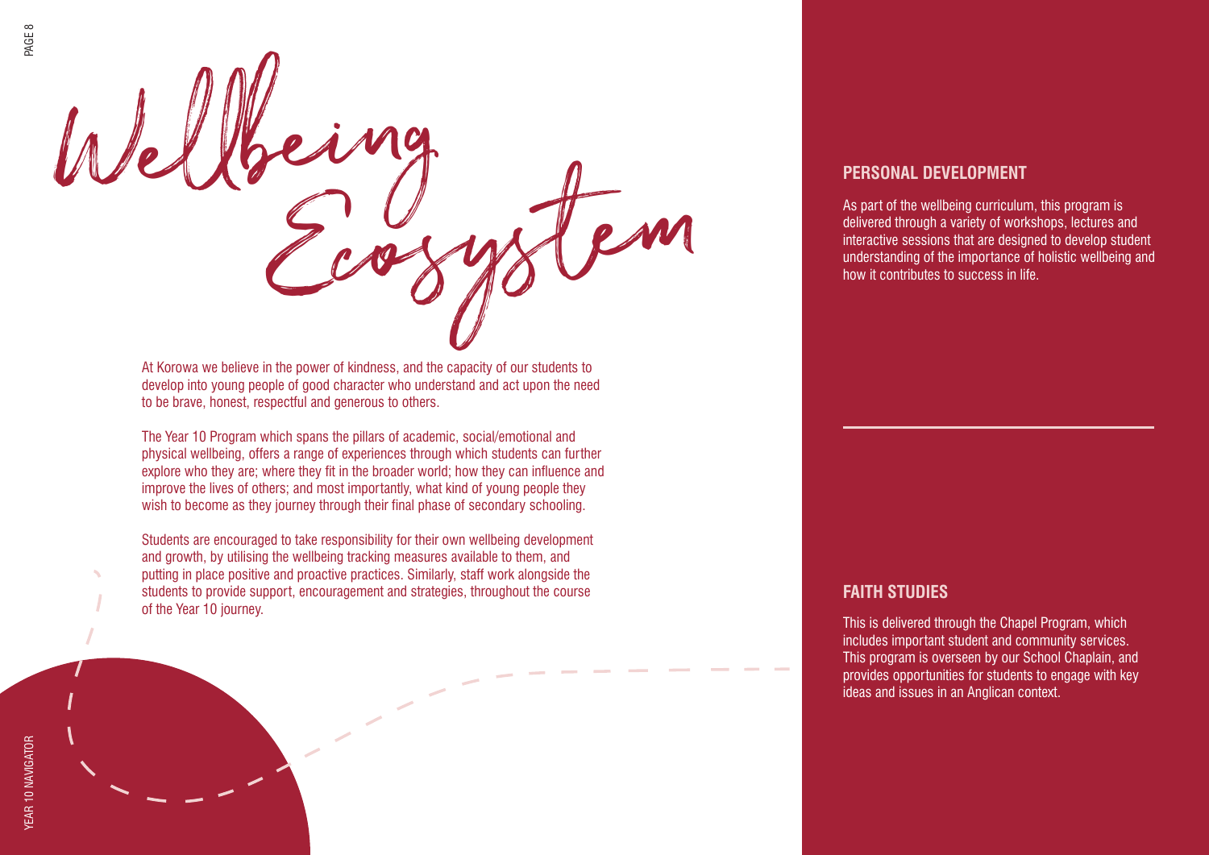# Wellbeing Ecosystem

At Korowa we believe in the power of kindness, and the capacity of our students to develop into young people of good character who understand and act upon the need to be brave, honest, respectful and generous to others.

The Year 10 Program which spans the pillars of academic, social/emotional and physical wellbeing, offers a range of experiences through which students can further explore who they are; where they fit in the broader world; how they can influence and improve the lives of others; and most importantly, what kind of young people they wish to become as they journey through their final phase of secondary schooling.

Students are encouraged to take responsibility for their own wellbeing development and growth, by utilising the wellbeing tracking measures available to them, and putting in place positive and proactive practices. Similarly, staff work alongside the students to provide support, encouragement and strategies, throughout the course of the Year 10 journey.

## PERSONAL DEVELOPMENT

As part of the wellbeing curriculum, this program is delivered through a variety of workshops, lectures and interactive sessions that are designed to develop student understanding of the importance of holistic wellbeing and how it contributes to success in life.

## FAITH STUDIES

This is delivered through the Chapel Program, which includes important student and community services. This program is overseen by our School Chaplain, and provides opportunities for students to engage with key ideas and issues in an Anglican context.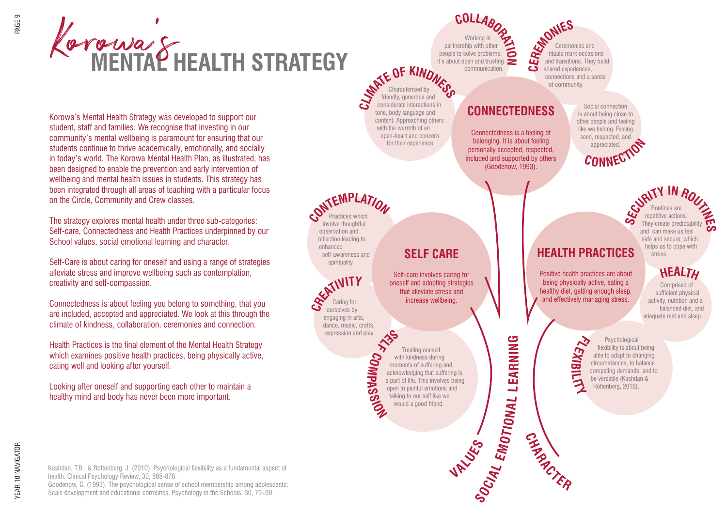# Korowa's MENTAL HEALTH STRATEGY

Korowa's Mental Health Strategy was developed to support our student, staff and families. We recognise that investing in our community's mental wellbeing is paramount for ensuring that our students continue to thrive academically, emotionally, and socially in today's world. The Korowa Mental Health Plan, as illustrated, has been designed to enable the prevention and early intervention of wellbeing and mental health issues in students. This strategy has been integrated through all areas of teaching with a particular focus on the Circle, Community and Crew classes.

The strategy explores mental health under three sub-categories: Self-care, Connectedness and Health Practices underpinned by our School values, social emotional learning and character.

Self-Care is about caring for oneself and using a range of strategies alleviate stress and improve wellbeing such as contemplation, creativity and self-compassion.

Connectedness is about feeling you belong to something, that you are included, accepted and appreciated. We look at this through the climate of kindness, collaboration, ceremonies and connection.

Health Practices is the final element of the Mental Health Strategy which examines positive health practices, being physically active, eating well and looking after yourself.

Looking after oneself and supporting each other to maintain a healthy mind and body has never been more important.

## CONNECTEDNESS

Connectedness is a feeling of belonging. It is about feeling personally accepted, respected, included and supported by others (Goodenow, 1993).

**CLIMATE OF KINDNESS**
Characterised by friendly, generous and considerate interactions in tone, body language and content. Approaching others with the warmth of an open-heart and concern for their experience.

**COLLABORATION**
Working in partnership with other people to solve problems. It's about open and trusting communication.

**CEREMONIES**
Ceremonies and rituals mark occasions and transitions. They build shared experiences, connections and a sense of community.

**CONNECTION**
Social connection is about being close to other people and feeling like we belong. Feeling seen, respected, and appreciated.

## SELF CARE

Self-care involves caring for oneself and adopting strategies that alleviate stress and increase wellbeing.

**CONTEMPLATION**
Practices which involve thoughtful observation and reflection leading to enhanced self-awareness and spirituality.

**CREATIVITY**
Caring for ourselves by engaging in arts, dance, music, crafts, expression and play.

**SELF COMPASSION**
Treating oneself with kindness during moments of suffering and acknowledging that suffering is a part of life. This involves being open to painful emotions and talking to our self like we would a good friend.

## HEALTH PRACTICES

Positive health practices are about being physically active, eating a healthy diet, getting enough sleep, and effectively managing stress.

**SECURITY IN ROUTINES**
Routines are repetitive actions. They create predictability and can make us feel safe and secure, which helps us to cope with stress.

**HEALTH**
Comprised of sufficient physical activity, nutrition and a balanced diet, and adequate rest and sleep.

**FLEXIBILITY**
Psychological flexibility is about being able to adapt to changing circumstances, to balance competing demands, and to be versatile (Kashdan & Rottenberg, 2010).

**VALUES — SOCIAL EMOTIONAL LEARNING — CHARACTER**

Kashdan, T.B., & Rottenberg, J. (2010). Psychological flexibility as a fundamental aspect of health. Clinical Psychology Review, 30, 865-878.
Goodenow, C. (1993). The psychological sense of school membership among adolescents: Scale development and educational correlates. Psychology in the Schools, 30, 79–90.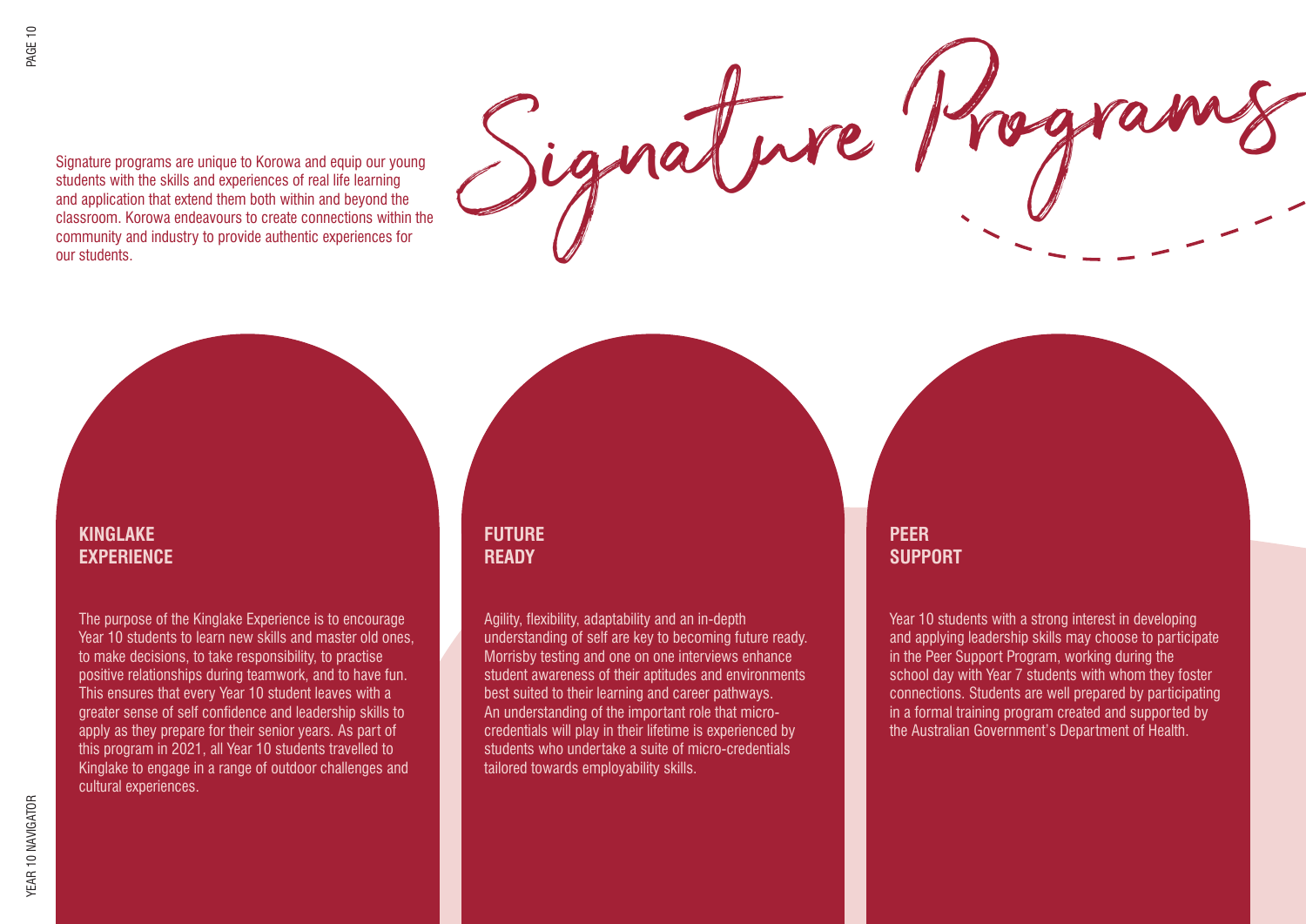# Signature Programs

Signature programs are unique to Korowa and equip our young students with the skills and experiences of real life learning and application that extend them both within and beyond the classroom. Korowa endeavours to create connections within the community and industry to provide authentic experiences for our students.

## KINGLAKE EXPERIENCE

The purpose of the Kinglake Experience is to encourage Year 10 students to learn new skills and master old ones, to make decisions, to take responsibility, to practise positive relationships during teamwork, and to have fun. This ensures that every Year 10 student leaves with a greater sense of self confidence and leadership skills to apply as they prepare for their senior years. As part of this program in 2021, all Year 10 students travelled to Kinglake to engage in a range of outdoor challenges and cultural experiences.

## FUTURE READY

Agility, flexibility, adaptability and an in-depth understanding of self are key to becoming future ready. Morrisby testing and one on one interviews enhance student awareness of their aptitudes and environments best suited to their learning and career pathways. An understanding of the important role that micro-credentials will play in their lifetime is experienced by students who undertake a suite of micro-credentials tailored towards employability skills.

## PEER SUPPORT

Year 10 students with a strong interest in developing and applying leadership skills may choose to participate in the Peer Support Program, working during the school day with Year 7 students with whom they foster connections. Students are well prepared by participating in a formal training program created and supported by the Australian Government's Department of Health.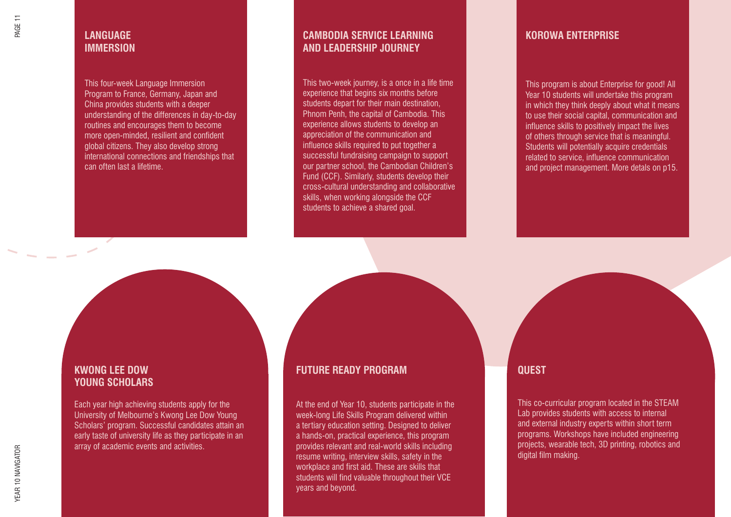## LANGUAGE IMMERSION

This four-week Language Immersion Program to France, Germany, Japan and China provides students with a deeper understanding of the differences in day-to-day routines and encourages them to become more open-minded, resilient and confident global citizens. They also develop strong international connections and friendships that can often last a lifetime.

## CAMBODIA SERVICE LEARNING AND LEADERSHIP JOURNEY

This two-week journey, is a once in a life time experience that begins six months before students depart for their main destination, Phnom Penh, the capital of Cambodia. This experience allows students to develop an appreciation of the communication and influence skills required to put together a successful fundraising campaign to support our partner school, the Cambodian Children's Fund (CCF). Similarly, students develop their cross-cultural understanding and collaborative skills, when working alongside the CCF students to achieve a shared goal.

## KOROWA ENTERPRISE

This program is about Enterprise for good! All Year 10 students will undertake this program in which they think deeply about what it means to use their social capital, communication and influence skills to positively impact the lives of others through service that is meaningful. Students will potentially acquire credentials related to service, influence communication and project management. More detals on p15.

## KWONG LEE DOW YOUNG SCHOLARS

Each year high achieving students apply for the University of Melbourne's Kwong Lee Dow Young Scholars' program. Successful candidates attain an early taste of university life as they participate in an array of academic events and activities.

## FUTURE READY PROGRAM

At the end of Year 10, students participate in the week-long Life Skills Program delivered within a tertiary education setting. Designed to deliver a hands-on, practical experience, this program provides relevant and real-world skills including resume writing, interview skills, safety in the workplace and first aid. These are skills that students will find valuable throughout their VCE years and beyond.

## QUEST

This co-curricular program located in the STEAM Lab provides students with access to internal and external industry experts within short term programs. Workshops have included engineering projects, wearable tech, 3D printing, robotics and digital film making.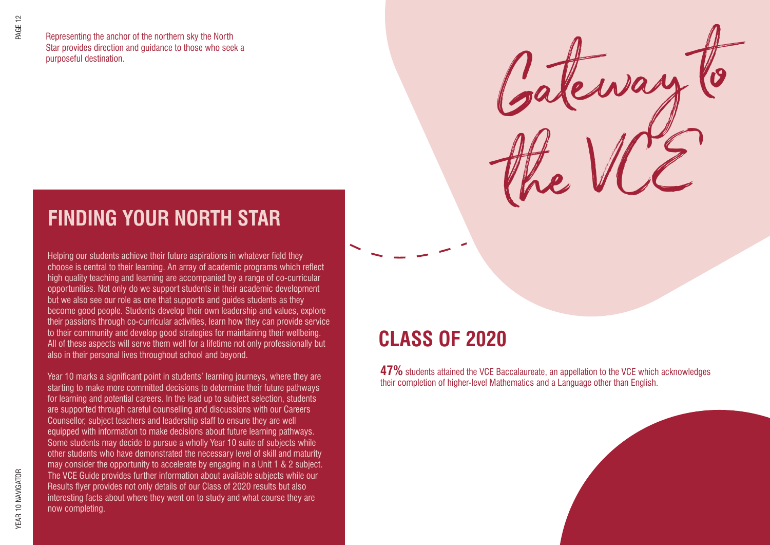Representing the anchor of the northern sky the North Star provides direction and guidance to those who seek a purposeful destination.

# Gateway to the VCE

## FINDING YOUR NORTH STAR

Helping our students achieve their future aspirations in whatever field they choose is central to their learning. An array of academic programs which reflect high quality teaching and learning are accompanied by a range of co-curricular opportunities. Not only do we support students in their academic development but we also see our role as one that supports and guides students as they become good people. Students develop their own leadership and values, explore their passions through co-curricular activities, learn how they can provide service to their community and develop good strategies for maintaining their wellbeing. All of these aspects will serve them well for a lifetime not only professionally but also in their personal lives throughout school and beyond.

Year 10 marks a significant point in students' learning journeys, where they are starting to make more committed decisions to determine their future pathways for learning and potential careers. In the lead up to subject selection, students are supported through careful counselling and discussions with our Careers Counsellor, subject teachers and leadership staff to ensure they are well equipped with information to make decisions about future learning pathways. Some students may decide to pursue a wholly Year 10 suite of subjects while other students who have demonstrated the necessary level of skill and maturity may consider the opportunity to accelerate by engaging in a Unit 1 & 2 subject. The VCE Guide provides further information about available subjects while our Results flyer provides not only details of our Class of 2020 results but also interesting facts about where they went on to study and what course they are now completing.

## CLASS OF 2020

**47%** students attained the VCE Baccalaureate, an appellation to the VCE which acknowledges their completion of higher-level Mathematics and a Language other than English.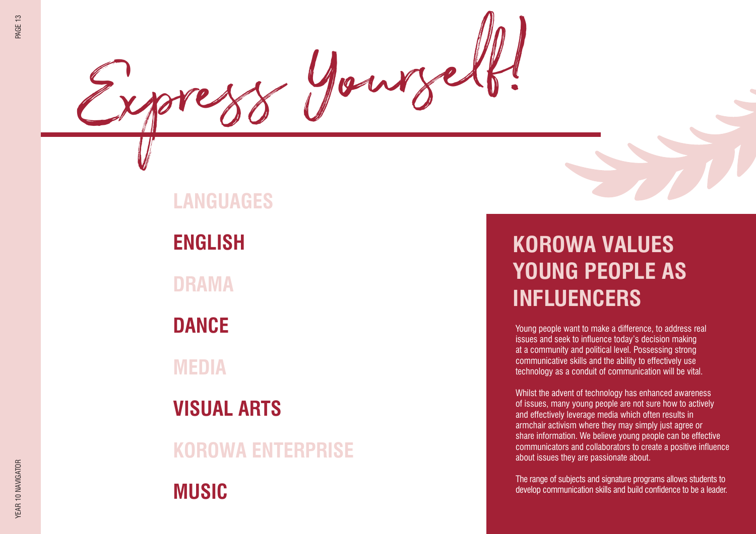# Express Yourself!

## LANGUAGES

## ENGLISH

## DRAMA

## DANCE

## MEDIA

## VISUAL ARTS

## KOROWA ENTERPRISE

## MUSIC

## KOROWA VALUES YOUNG PEOPLE AS INFLUENCERS

Young people want to make a difference, to address real issues and seek to influence today's decision making at a community and political level. Possessing strong communicative skills and the ability to effectively use technology as a conduit of communication will be vital.

Whilst the advent of technology has enhanced awareness of issues, many young people are not sure how to actively and effectively leverage media which often results in armchair activism where they may simply just agree or share information. We believe young people can be effective communicators and collaborators to create a positive influence about issues they are passionate about.

The range of subjects and signature programs allows students to develop communication skills and build confidence to be a leader.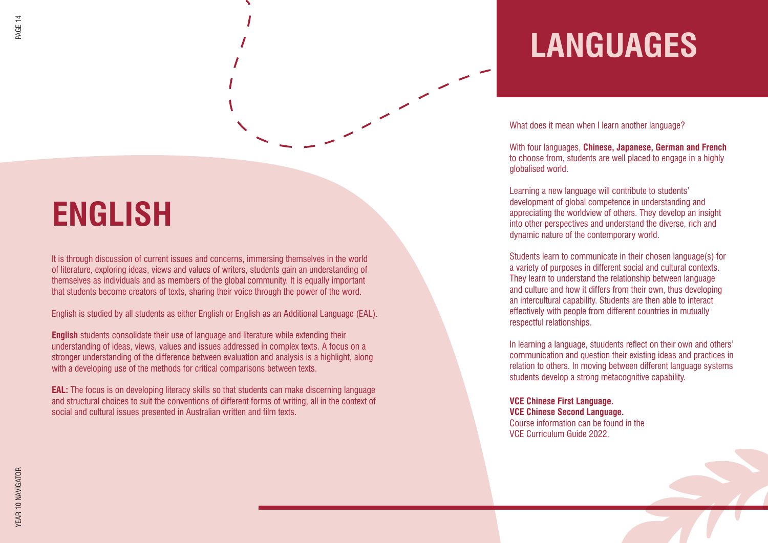# ENGLISH

It is through discussion of current issues and concerns, immersing themselves in the world of literature, exploring ideas, views and values of writers, students gain an understanding of themselves as individuals and as members of the global community. It is equally important that students become creators of texts, sharing their voice through the power of the word.

English is studied by all students as either English or English as an Additional Language (EAL).

**English** students consolidate their use of language and literature while extending their understanding of ideas, views, values and issues addressed in complex texts. A focus on a stronger understanding of the difference between evaluation and analysis is a highlight, along with a developing use of the methods for critical comparisons between texts.

**EAL:** The focus is on developing literacy skills so that students can make discerning language and structural choices to suit the conventions of different forms of writing, all in the context of social and cultural issues presented in Australian written and film texts.

# LANGUAGES

What does it mean when I learn another language?

With four languages, **Chinese, Japanese, German and French** to choose from, students are well placed to engage in a highly globalised world.

Learning a new language will contribute to students' development of global competence in understanding and appreciating the worldview of others. They develop an insight into other perspectives and understand the diverse, rich and dynamic nature of the contemporary world.

Students learn to communicate in their chosen language(s) for a variety of purposes in different social and cultural contexts. They learn to understand the relationship between language and culture and how it differs from their own, thus developing an intercultural capability. Students are then able to interact effectively with people from different countries in mutually respectful relationships.

In learning a language, stuudents reflect on their own and others' communication and question their existing ideas and practices in relation to others. In moving between different language systems students develop a strong metacognitive capability.

**VCE Chinese First Language.**
**VCE Chinese Second Language.**
Course information can be found in the VCE Curriculum Guide 2022.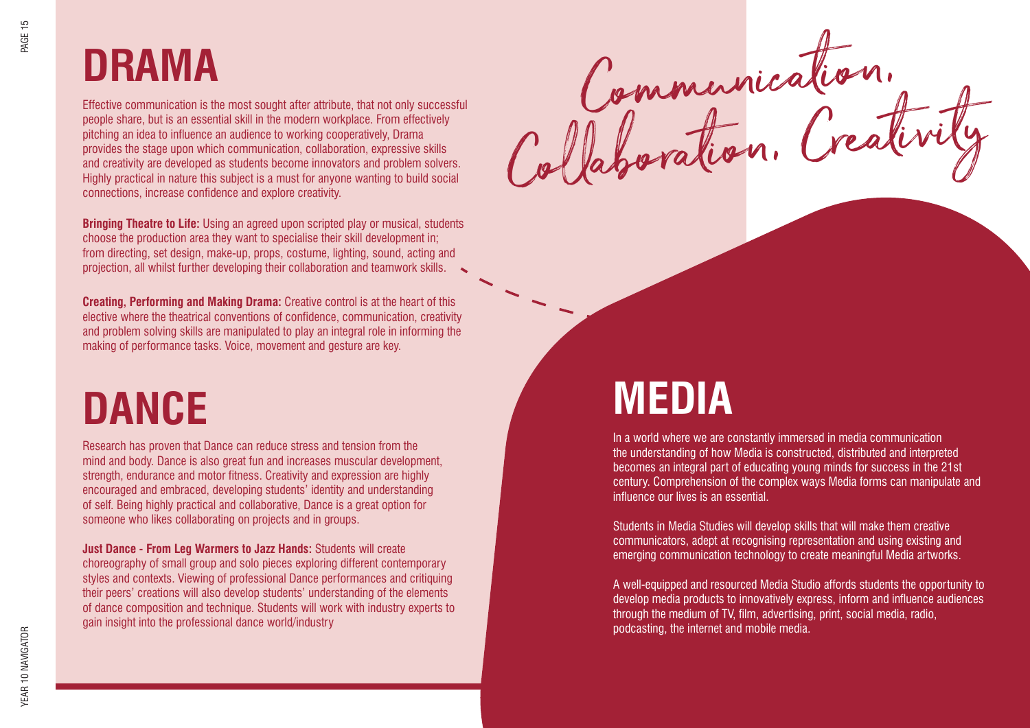# DRAMA

Effective communication is the most sought after attribute, that not only successful people share, but is an essential skill in the modern workplace. From effectively pitching an idea to influence an audience to working cooperatively, Drama provides the stage upon which communication, collaboration, expressive skills and creativity are developed as students become innovators and problem solvers. Highly practical in nature this subject is a must for anyone wanting to build social connections, increase confidence and explore creativity.

**Bringing Theatre to Life:** Using an agreed upon scripted play or musical, students choose the production area they want to specialise their skill development in; from directing, set design, make-up, props, costume, lighting, sound, acting and projection, all whilst further developing their collaboration and teamwork skills.

**Creating, Performing and Making Drama:** Creative control is at the heart of this elective where the theatrical conventions of confidence, communication, creativity and problem solving skills are manipulated to play an integral role in informing the making of performance tasks. Voice, movement and gesture are key.

Communication, Collaboration, Creativity

# DANCE

Research has proven that Dance can reduce stress and tension from the mind and body. Dance is also great fun and increases muscular development, strength, endurance and motor fitness. Creativity and expression are highly encouraged and embraced, developing students' identity and understanding of self. Being highly practical and collaborative, Dance is a great option for someone who likes collaborating on projects and in groups.

**Just Dance - From Leg Warmers to Jazz Hands:** Students will create choreography of small group and solo pieces exploring different contemporary styles and contexts. Viewing of professional Dance performances and critiquing their peers' creations will also develop students' understanding of the elements of dance composition and technique. Students will work with industry experts to gain insight into the professional dance world/industry

# MEDIA

In a world where we are constantly immersed in media communication the understanding of how Media is constructed, distributed and interpreted becomes an integral part of educating young minds for success in the 21st century. Comprehension of the complex ways Media forms can manipulate and influence our lives is an essential.

Students in Media Studies will develop skills that will make them creative communicators, adept at recognising representation and using existing and emerging communication technology to create meaningful Media artworks.

A well-equipped and resourced Media Studio affords students the opportunity to develop media products to innovatively express, inform and influence audiences through the medium of TV, film, advertising, print, social media, radio, podcasting, the internet and mobile media.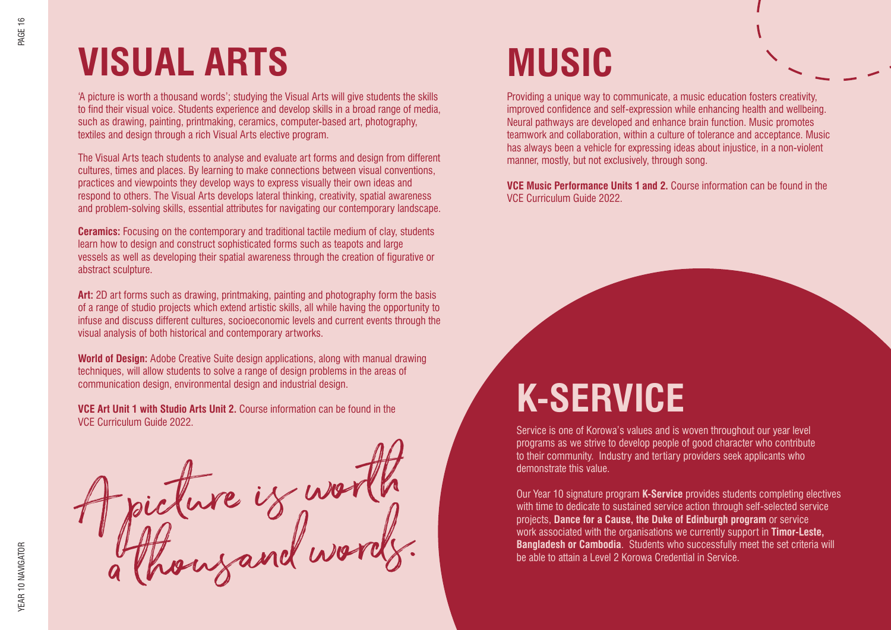# VISUAL ARTS

'A picture is worth a thousand words'; studying the Visual Arts will give students the skills to find their visual voice. Students experience and develop skills in a broad range of media, such as drawing, painting, printmaking, ceramics, computer-based art, photography, textiles and design through a rich Visual Arts elective program.

The Visual Arts teach students to analyse and evaluate art forms and design from different cultures, times and places. By learning to make connections between visual conventions, practices and viewpoints they develop ways to express visually their own ideas and respond to others. The Visual Arts develops lateral thinking, creativity, spatial awareness and problem-solving skills, essential attributes for navigating our contemporary landscape.

**Ceramics:** Focusing on the contemporary and traditional tactile medium of clay, students learn how to design and construct sophisticated forms such as teapots and large vessels as well as developing their spatial awareness through the creation of figurative or abstract sculpture.

**Art:** 2D art forms such as drawing, printmaking, painting and photography form the basis of a range of studio projects which extend artistic skills, all while having the opportunity to infuse and discuss different cultures, socioeconomic levels and current events through the visual analysis of both historical and contemporary artworks.

**World of Design:** Adobe Creative Suite design applications, along with manual drawing techniques, will allow students to solve a range of design problems in the areas of communication design, environmental design and industrial design.

**VCE Art Unit 1 with Studio Arts Unit 2.** Course information can be found in the VCE Curriculum Guide 2022.

*A picture is worth a thousand words.*

# MUSIC

Providing a unique way to communicate, a music education fosters creativity, improved confidence and self-expression while enhancing health and wellbeing. Neural pathways are developed and enhance brain function. Music promotes teamwork and collaboration, within a culture of tolerance and acceptance. Music has always been a vehicle for expressing ideas about injustice, in a non-violent manner, mostly, but not exclusively, through song.

**VCE Music Performance Units 1 and 2.** Course information can be found in the VCE Curriculum Guide 2022.

# K-SERVICE

Service is one of Korowa's values and is woven throughout our year level programs as we strive to develop people of good character who contribute to their community. Industry and tertiary providers seek applicants who demonstrate this value.

Our Year 10 signature program **K-Service** provides students completing electives with time to dedicate to sustained service action through self-selected service projects, **Dance for a Cause, the Duke of Edinburgh program** or service work associated with the organisations we currently support in **Timor-Leste, Bangladesh or Cambodia**. Students who successfully meet the set criteria will be able to attain a Level 2 Korowa Credential in Service.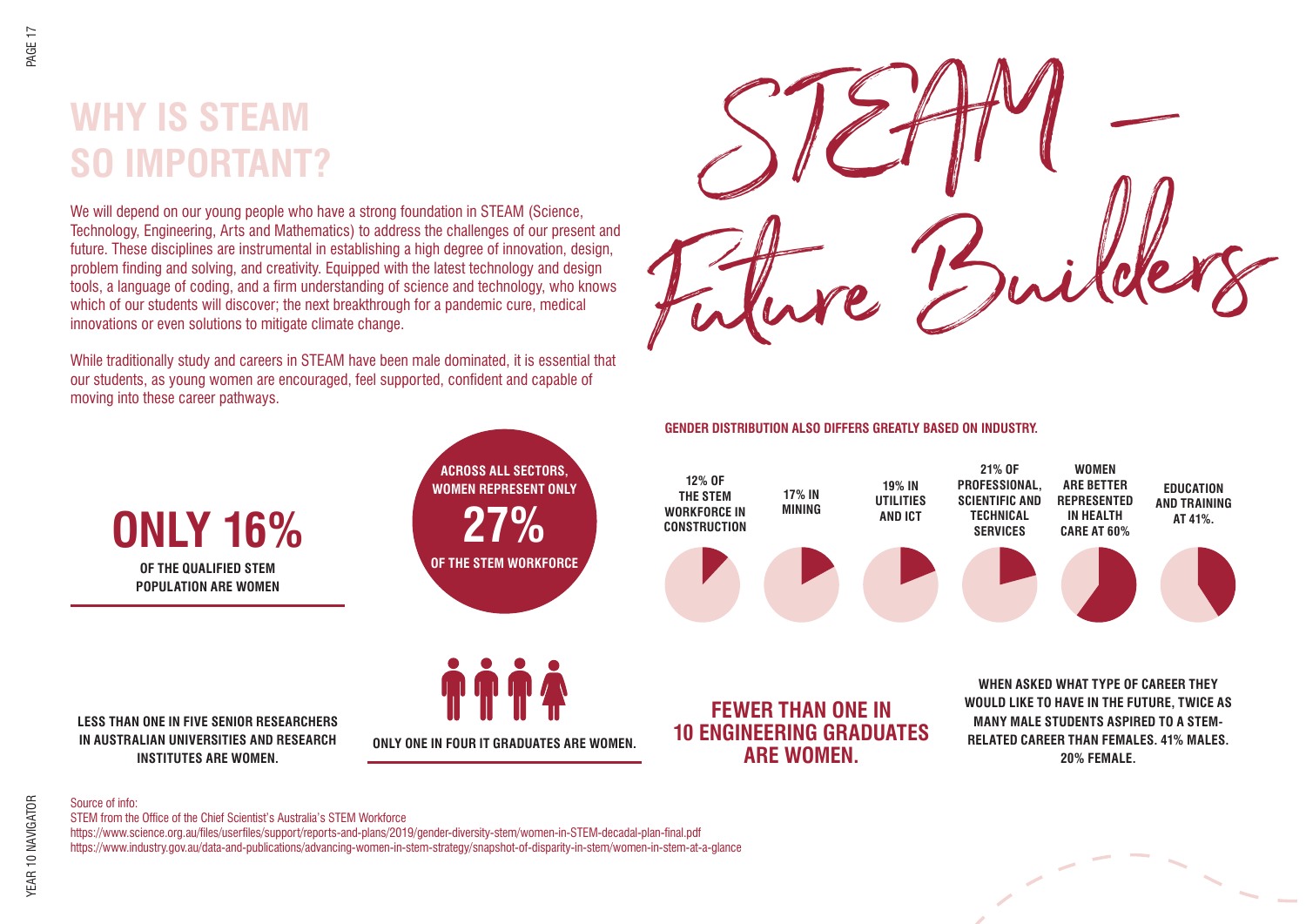# WHY IS STEAM SO IMPORTANT?

We will depend on our young people who have a strong foundation in STEAM (Science, Technology, Engineering, Arts and Mathematics) to address the challenges of our present and future. These disciplines are instrumental in establishing a high degree of innovation, design, problem finding and solving, and creativity. Equipped with the latest technology and design tools, a language of coding, and a firm understanding of science and technology, who knows which of our students will discover; the next breakthrough for a pandemic cure, medical innovations or even solutions to mitigate climate change.

While traditionally study and careers in STEAM have been male dominated, it is essential that our students, as young women are encouraged, feel supported, confident and capable of moving into these career pathways.

## STEAM – Future Builders

**ONLY 16%**
**OF THE QUALIFIED STEM POPULATION ARE WOMEN**

**ACROSS ALL SECTORS, WOMEN REPRESENT ONLY 27% OF THE STEM WORKFORCE**

**GENDER DISTRIBUTION ALSO DIFFERS GREATLY BASED ON INDUSTRY.**

- **12% OF THE STEM WORKFORCE IN CONSTRUCTION**
- **17% IN MINING**
- **19% IN UTILITIES AND ICT**
- **21% OF PROFESSIONAL, SCIENTIFIC AND TECHNICAL SERVICES**
- **WOMEN ARE BETTER REPRESENTED IN HEALTH CARE AT 60%**
- **EDUCATION AND TRAINING AT 41%.**

**LESS THAN ONE IN FIVE SENIOR RESEARCHERS IN AUSTRALIAN UNIVERSITIES AND RESEARCH INSTITUTES ARE WOMEN.**

**ONLY ONE IN FOUR IT GRADUATES ARE WOMEN.**

**FEWER THAN ONE IN 10 ENGINEERING GRADUATES ARE WOMEN.**

**WHEN ASKED WHAT TYPE OF CAREER THEY WOULD LIKE TO HAVE IN THE FUTURE, TWICE AS MANY MALE STUDENTS ASPIRED TO A STEM-RELATED CAREER THAN FEMALES. 41% MALES. 20% FEMALE.**

Source of info:
STEM from the Office of the Chief Scientist's Australia's STEM Workforce
https://www.science.org.au/files/userfiles/support/reports-and-plans/2019/gender-diversity-stem/women-in-STEM-decadal-plan-final.pdf
https://www.industry.gov.au/data-and-publications/advancing-women-in-stem-strategy/snapshot-of-disparity-in-stem/women-in-stem-at-a-glance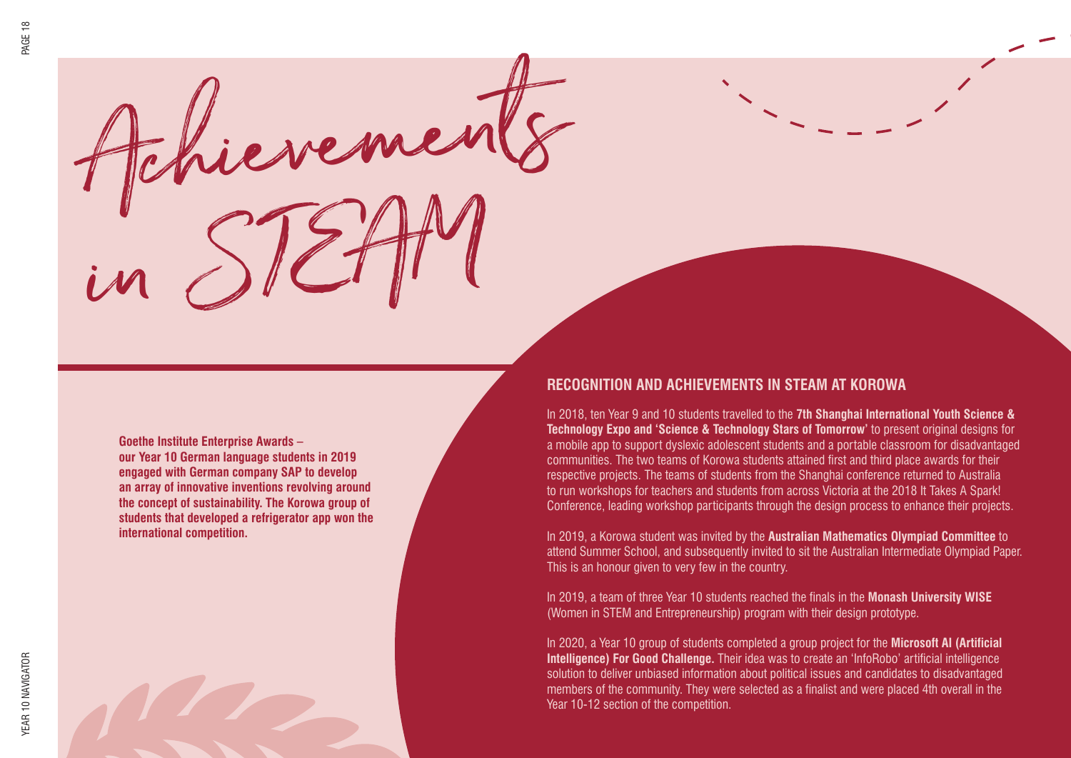# Achievements in STEAM

**Goethe Institute Enterprise Awards – our Year 10 German language students in 2019 engaged with German company SAP to develop an array of innovative inventions revolving around the concept of sustainability. The Korowa group of students that developed a refrigerator app won the international competition.**

## RECOGNITION AND ACHIEVEMENTS IN STEAM AT KOROWA

In 2018, ten Year 9 and 10 students travelled to the **7th Shanghai International Youth Science & Technology Expo and 'Science & Technology Stars of Tomorrow'** to present original designs for a mobile app to support dyslexic adolescent students and a portable classroom for disadvantaged communities. The two teams of Korowa students attained first and third place awards for their respective projects. The teams of students from the Shanghai conference returned to Australia to run workshops for teachers and students from across Victoria at the 2018 It Takes A Spark! Conference, leading workshop participants through the design process to enhance their projects.

In 2019, a Korowa student was invited by the **Australian Mathematics Olympiad Committee** to attend Summer School, and subsequently invited to sit the Australian Intermediate Olympiad Paper. This is an honour given to very few in the country.

In 2019, a team of three Year 10 students reached the finals in the **Monash University WISE** (Women in STEM and Entrepreneurship) program with their design prototype.

In 2020, a Year 10 group of students completed a group project for the **Microsoft AI (Artificial Intelligence) For Good Challenge.** Their idea was to create an 'InfoRobo' artificial intelligence solution to deliver unbiased information about political issues and candidates to disadvantaged members of the community. They were selected as a finalist and were placed 4th overall in the Year 10-12 section of the competition.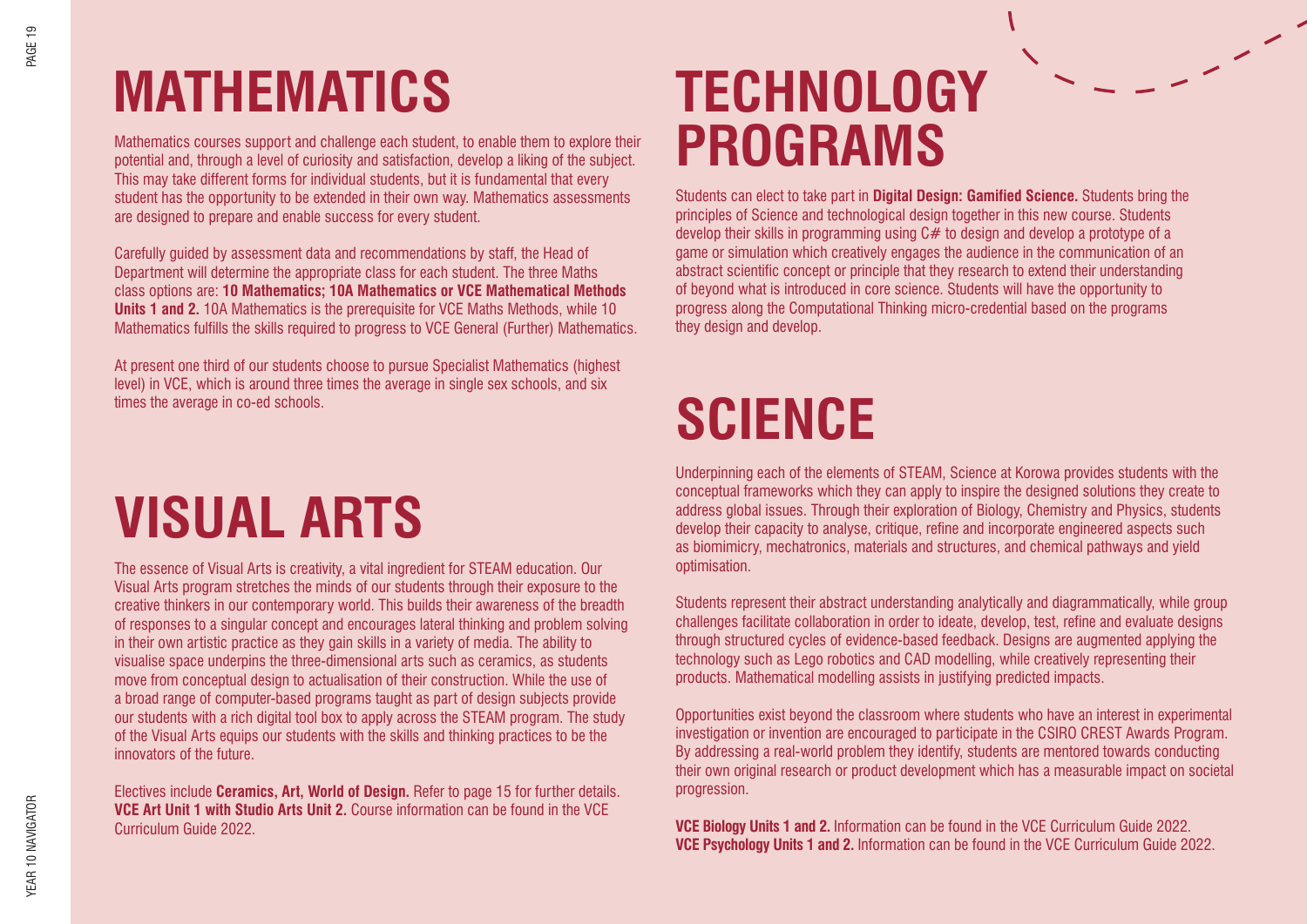# MATHEMATICS

Mathematics courses support and challenge each student, to enable them to explore their potential and, through a level of curiosity and satisfaction, develop a liking of the subject. This may take different forms for individual students, but it is fundamental that every student has the opportunity to be extended in their own way. Mathematics assessments are designed to prepare and enable success for every student.

Carefully guided by assessment data and recommendations by staff, the Head of Department will determine the appropriate class for each student. The three Maths class options are: **10 Mathematics; 10A Mathematics or VCE Mathematical Methods Units 1 and 2.** 10A Mathematics is the prerequisite for VCE Maths Methods, while 10 Mathematics fulfills the skills required to progress to VCE General (Further) Mathematics.

At present one third of our students choose to pursue Specialist Mathematics (highest level) in VCE, which is around three times the average in single sex schools, and six times the average in co-ed schools.

# VISUAL ARTS

The essence of Visual Arts is creativity, a vital ingredient for STEAM education. Our Visual Arts program stretches the minds of our students through their exposure to the creative thinkers in our contemporary world. This builds their awareness of the breadth of responses to a singular concept and encourages lateral thinking and problem solving in their own artistic practice as they gain skills in a variety of media. The ability to visualise space underpins the three-dimensional arts such as ceramics, as students move from conceptual design to actualisation of their construction. While the use of a broad range of computer-based programs taught as part of design subjects provide our students with a rich digital tool box to apply across the STEAM program. The study of the Visual Arts equips our students with the skills and thinking practices to be the innovators of the future.

Electives include **Ceramics, Art, World of Design.** Refer to page 15 for further details. **VCE Art Unit 1 with Studio Arts Unit 2.** Course information can be found in the VCE Curriculum Guide 2022.

# TECHNOLOGY PROGRAMS

Students can elect to take part in **Digital Design: Gamified Science.** Students bring the principles of Science and technological design together in this new course. Students develop their skills in programming using C# to design and develop a prototype of a game or simulation which creatively engages the audience in the communication of an abstract scientific concept or principle that they research to extend their understanding of beyond what is introduced in core science. Students will have the opportunity to progress along the Computational Thinking micro-credential based on the programs they design and develop.

# SCIENCE

Underpinning each of the elements of STEAM, Science at Korowa provides students with the conceptual frameworks which they can apply to inspire the designed solutions they create to address global issues. Through their exploration of Biology, Chemistry and Physics, students develop their capacity to analyse, critique, refine and incorporate engineered aspects such as biomimicry, mechatronics, materials and structures, and chemical pathways and yield optimisation.

Students represent their abstract understanding analytically and diagrammatically, while group challenges facilitate collaboration in order to ideate, develop, test, refine and evaluate designs through structured cycles of evidence-based feedback. Designs are augmented applying the technology such as Lego robotics and CAD modelling, while creatively representing their products. Mathematical modelling assists in justifying predicted impacts.

Opportunities exist beyond the classroom where students who have an interest in experimental investigation or invention are encouraged to participate in the CSIRO CREST Awards Program. By addressing a real-world problem they identify, students are mentored towards conducting their own original research or product development which has a measurable impact on societal progression.

**VCE Biology Units 1 and 2.** Information can be found in the VCE Curriculum Guide 2022.
**VCE Psychology Units 1 and 2.** Information can be found in the VCE Curriculum Guide 2022.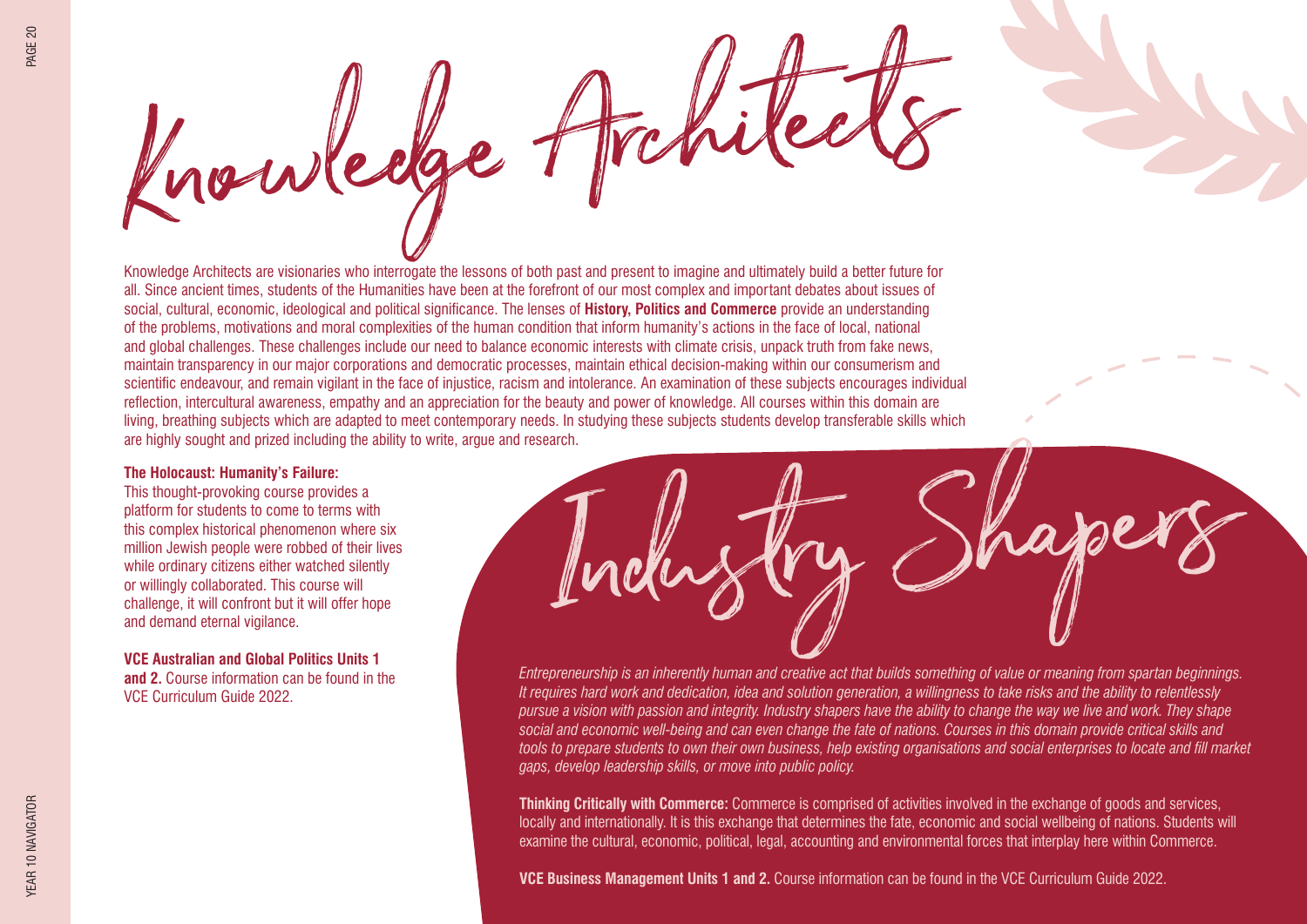# Knowledge Architects

Knowledge Architects are visionaries who interrogate the lessons of both past and present to imagine and ultimately build a better future for all. Since ancient times, students of the Humanities have been at the forefront of our most complex and important debates about issues of social, cultural, economic, ideological and political significance. The lenses of **History, Politics and Commerce** provide an understanding of the problems, motivations and moral complexities of the human condition that inform humanity's actions in the face of local, national and global challenges. These challenges include our need to balance economic interests with climate crisis, unpack truth from fake news, maintain transparency in our major corporations and democratic processes, maintain ethical decision-making within our consumerism and scientific endeavour, and remain vigilant in the face of injustice, racism and intolerance. An examination of these subjects encourages individual reflection, intercultural awareness, empathy and an appreciation for the beauty and power of knowledge. All courses within this domain are living, breathing subjects which are adapted to meet contemporary needs. In studying these subjects students develop transferable skills which are highly sought and prized including the ability to write, argue and research.

**The Holocaust: Humanity's Failure:**
This thought-provoking course provides a platform for students to come to terms with this complex historical phenomenon where six million Jewish people were robbed of their lives while ordinary citizens either watched silently or willingly collaborated. This course will challenge, it will confront but it will offer hope and demand eternal vigilance.

**VCE Australian and Global Politics Units 1 and 2.** Course information can be found in the VCE Curriculum Guide 2022.

# Industry Shapers

*Entrepreneurship is an inherently human and creative act that builds something of value or meaning from spartan beginnings. It requires hard work and dedication, idea and solution generation, a willingness to take risks and the ability to relentlessly pursue a vision with passion and integrity. Industry shapers have the ability to change the way we live and work. They shape social and economic well-being and can even change the fate of nations. Courses in this domain provide critical skills and tools to prepare students to own their own business, help existing organisations and social enterprises to locate and fill market gaps, develop leadership skills, or move into public policy.*

**Thinking Critically with Commerce:** Commerce is comprised of activities involved in the exchange of goods and services, locally and internationally. It is this exchange that determines the fate, economic and social wellbeing of nations. Students will examine the cultural, economic, political, legal, accounting and environmental forces that interplay here within Commerce.

**VCE Business Management Units 1 and 2.** Course information can be found in the VCE Curriculum Guide 2022.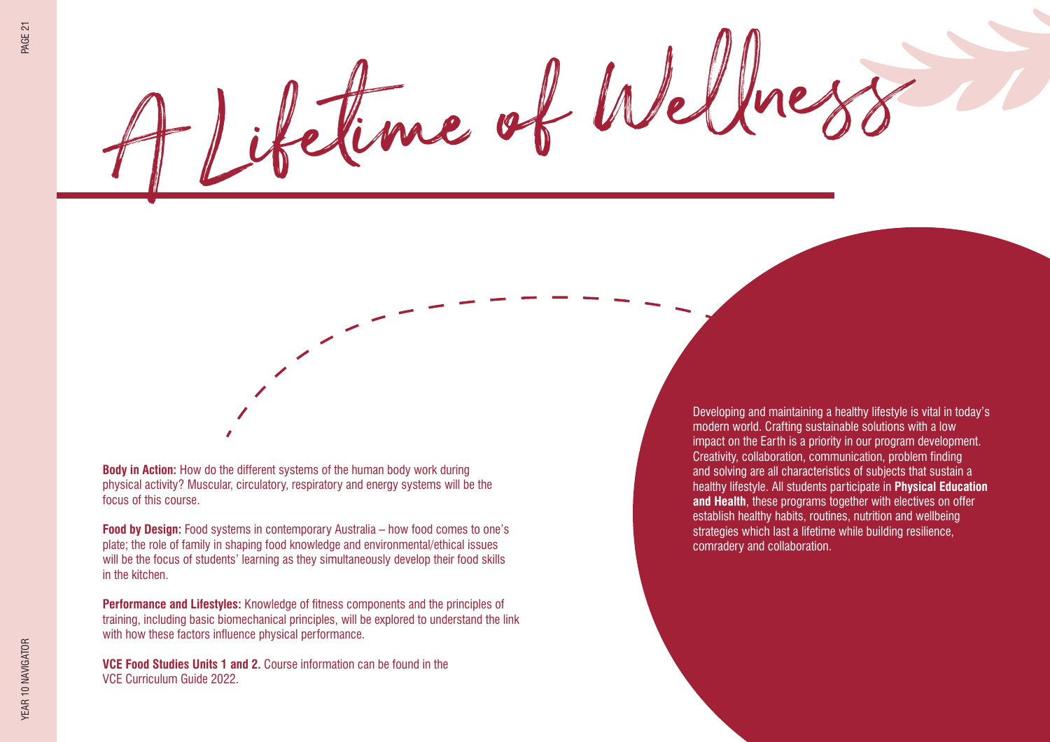# A Lifetime of Wellness

Developing and maintaining a healthy lifestyle is vital in today's modern world. Crafting sustainable solutions with a low impact on the Earth is a priority in our program development. Creativity, collaboration, communication, problem finding and solving are all characteristics of subjects that sustain a healthy lifestyle. All students participate in **Physical Education and Health**, these programs together with electives on offer establish healthy habits, routines, nutrition and wellbeing strategies which last a lifetime while building resilience, comradery and collaboration.

**Body in Action:** How do the different systems of the human body work during physical activity? Muscular, circulatory, respiratory and energy systems will be the focus of this course.

**Food by Design:** Food systems in contemporary Australia – how food comes to one's plate; the role of family in shaping food knowledge and environmental/ethical issues will be the focus of students' learning as they simultaneously develop their food skills in the kitchen.

**Performance and Lifestyles:** Knowledge of fitness components and the principles of training, including basic biomechanical principles, will be explored to understand the link with how these factors influence physical performance.

**VCE Food Studies Units 1 and 2.** Course information can be found in the VCE Curriculum Guide 2022.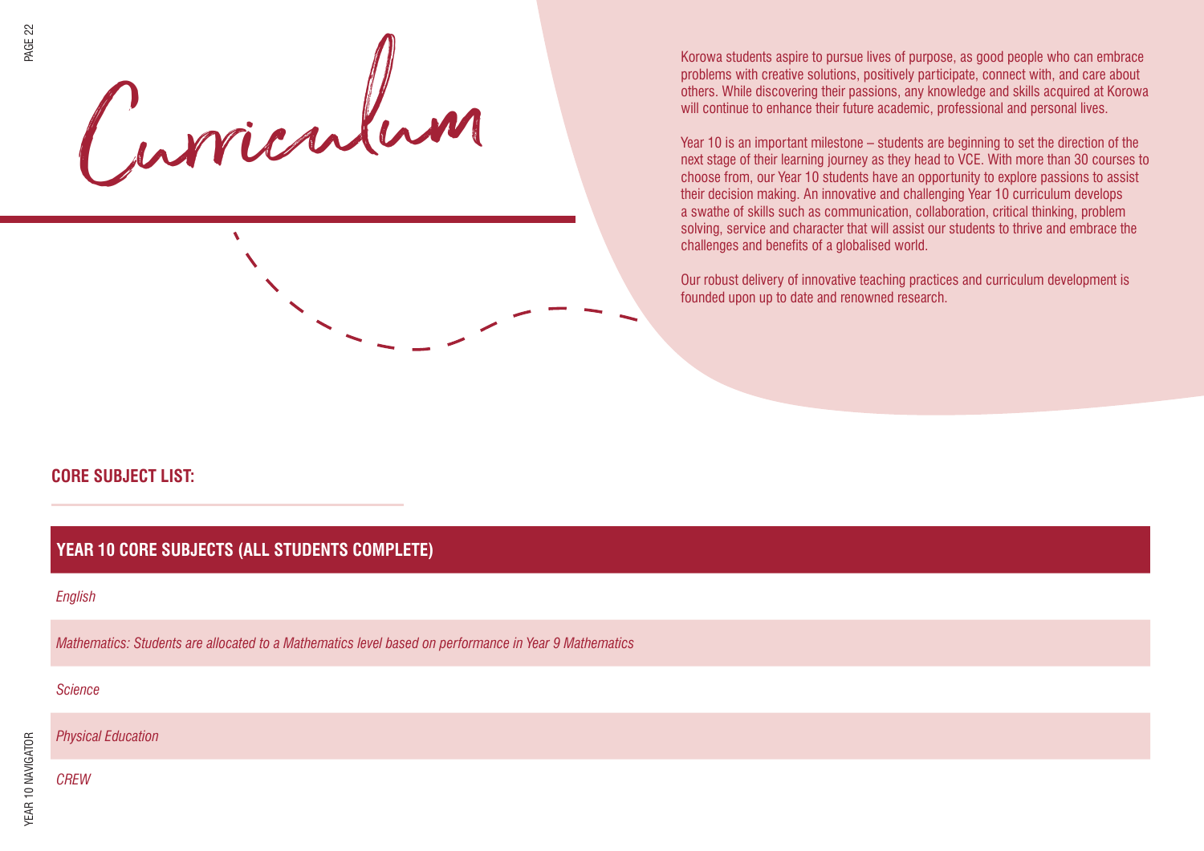# Curriculum

Korowa students aspire to pursue lives of purpose, as good people who can embrace problems with creative solutions, positively participate, connect with, and care about others. While discovering their passions, any knowledge and skills acquired at Korowa will continue to enhance their future academic, professional and personal lives.

Year 10 is an important milestone – students are beginning to set the direction of the next stage of their learning journey as they head to VCE. With more than 30 courses to choose from, our Year 10 students have an opportunity to explore passions to assist their decision making. An innovative and challenging Year 10 curriculum develops a swathe of skills such as communication, collaboration, critical thinking, problem solving, service and character that will assist our students to thrive and embrace the challenges and benefits of a globalised world.

Our robust delivery of innovative teaching practices and curriculum development is founded upon up to date and renowned research.

## CORE SUBJECT LIST:

| YEAR 10 CORE SUBJECTS (ALL STUDENTS COMPLETE) |
| --- |
| *English* |
| *Mathematics: Students are allocated to a Mathematics level based on performance in Year 9 Mathematics* |
| *Science* |
| *Physical Education* |
| *CREW* |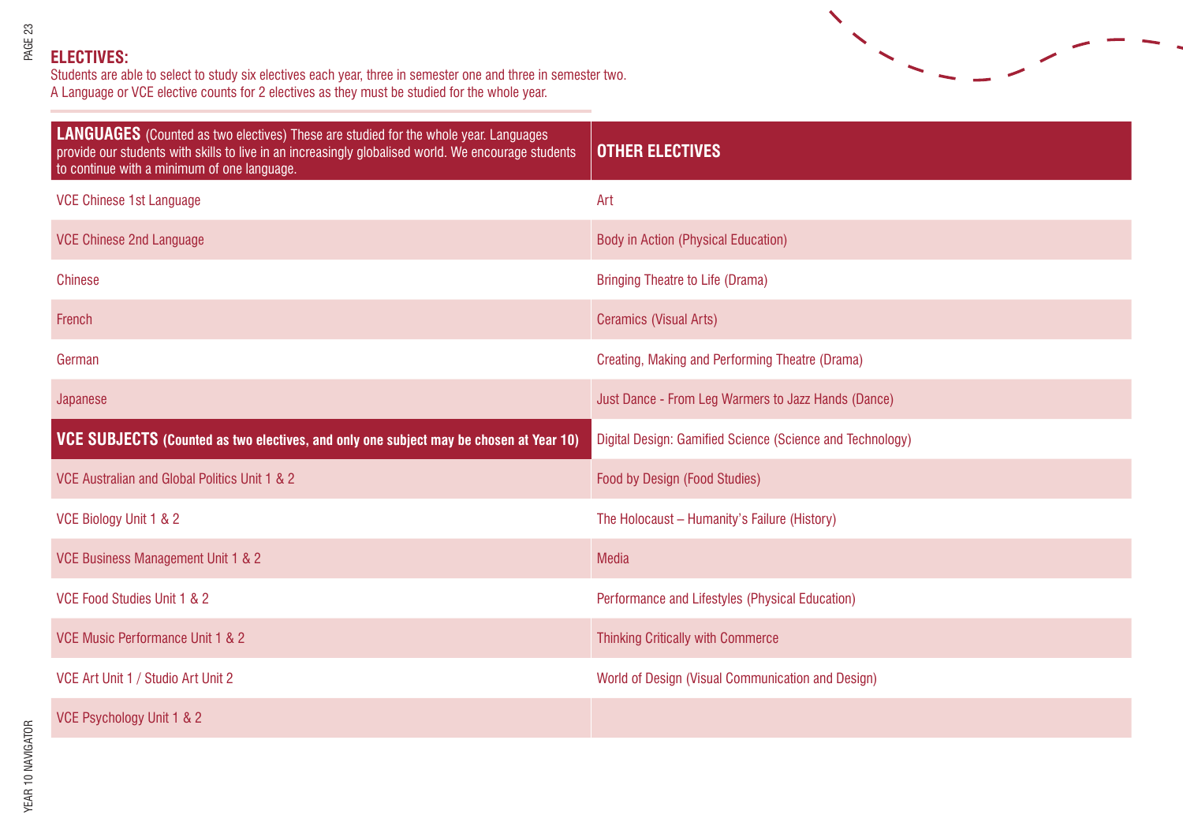## ELECTIVES:

Students are able to select to study six electives each year, three in semester one and three in semester two.
A Language or VCE elective counts for 2 electives as they must be studied for the whole year.

| **LANGUAGES** (Counted as two electives) These are studied for the whole year. Languages provide our students with skills to live in an increasingly globalised world. We encourage students to continue with a minimum of one language. | **OTHER ELECTIVES** |
|---|---|
| VCE Chinese 1st Language | Art |
| VCE Chinese 2nd Language | Body in Action (Physical Education) |
| Chinese | Bringing Theatre to Life (Drama) |
| French | Ceramics (Visual Arts) |
| German | Creating, Making and Performing Theatre (Drama) |
| Japanese | Just Dance - From Leg Warmers to Jazz Hands (Dance) |
| **VCE SUBJECTS (Counted as two electives, and only one subject may be chosen at Year 10)** | Digital Design: Gamified Science (Science and Technology) |
| VCE Australian and Global Politics Unit 1 & 2 | Food by Design (Food Studies) |
| VCE Biology Unit 1 & 2 | The Holocaust – Humanity's Failure (History) |
| VCE Business Management Unit 1 & 2 | Media |
| VCE Food Studies Unit 1 & 2 | Performance and Lifestyles (Physical Education) |
| VCE Music Performance Unit 1 & 2 | Thinking Critically with Commerce |
| VCE Art Unit 1 / Studio Art Unit 2 | World of Design (Visual Communication and Design) |
| VCE Psychology Unit 1 & 2 | |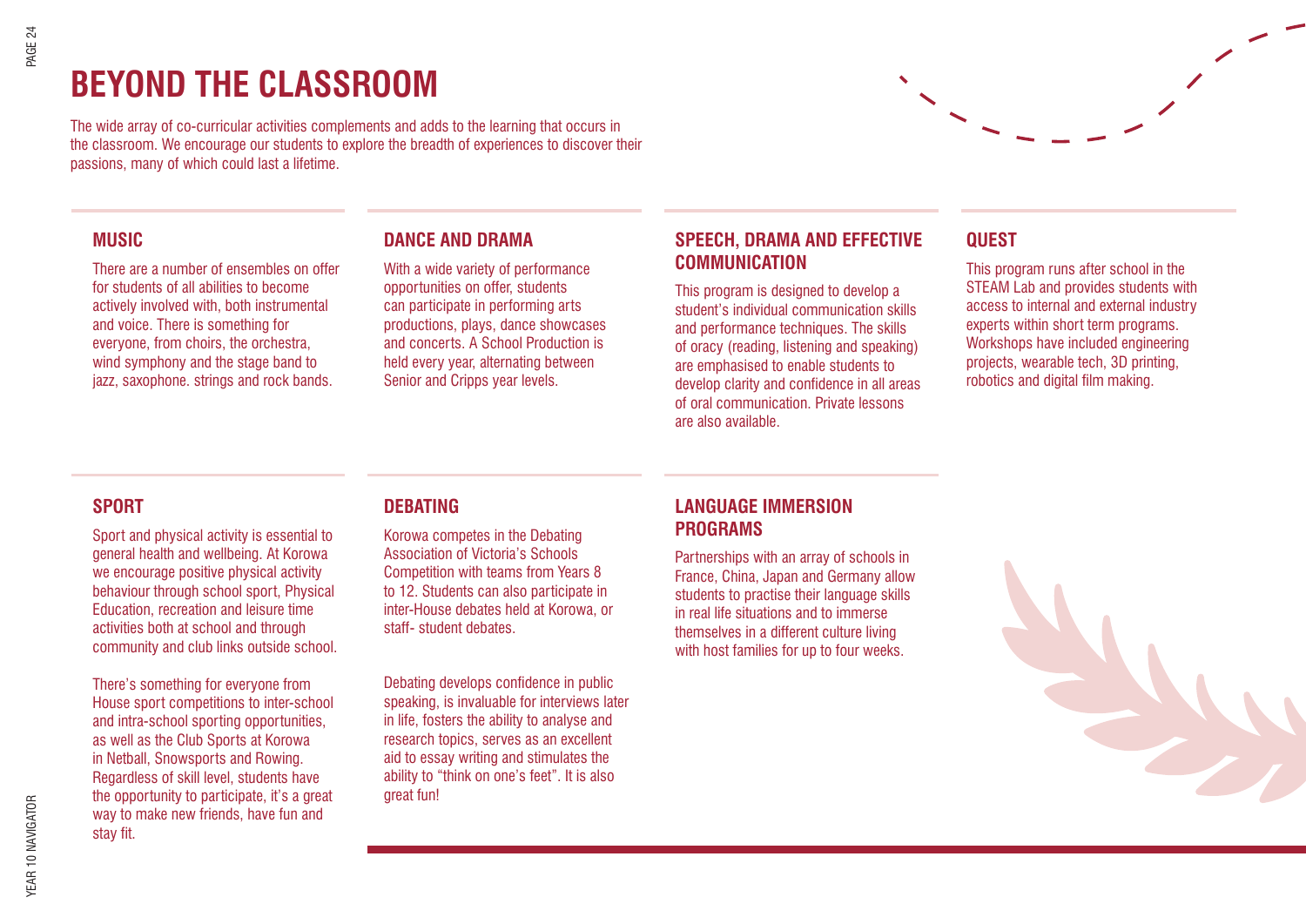# BEYOND THE CLASSROOM

The wide array of co-curricular activities complements and adds to the learning that occurs in the classroom. We encourage our students to explore the breadth of experiences to discover their passions, many of which could last a lifetime.

## MUSIC

There are a number of ensembles on offer for students of all abilities to become actively involved with, both instrumental and voice. There is something for everyone, from choirs, the orchestra, wind symphony and the stage band to jazz, saxophone. strings and rock bands.

## DANCE AND DRAMA

With a wide variety of performance opportunities on offer, students can participate in performing arts productions, plays, dance showcases and concerts. A School Production is held every year, alternating between Senior and Cripps year levels.

## SPEECH, DRAMA AND EFFECTIVE COMMUNICATION

This program is designed to develop a student's individual communication skills and performance techniques. The skills of oracy (reading, listening and speaking) are emphasised to enable students to develop clarity and confidence in all areas of oral communication. Private lessons are also available.

## QUEST

This program runs after school in the STEAM Lab and provides students with access to internal and external industry experts within short term programs. Workshops have included engineering projects, wearable tech, 3D printing, robotics and digital film making.

## SPORT

Sport and physical activity is essential to general health and wellbeing. At Korowa we encourage positive physical activity behaviour through school sport, Physical Education, recreation and leisure time activities both at school and through community and club links outside school.

There's something for everyone from House sport competitions to inter-school and intra-school sporting opportunities, as well as the Club Sports at Korowa in Netball, Snowsports and Rowing. Regardless of skill level, students have the opportunity to participate, it's a great way to make new friends, have fun and stay fit.

## DEBATING

Korowa competes in the Debating Association of Victoria's Schools Competition with teams from Years 8 to 12. Students can also participate in inter-House debates held at Korowa, or staff- student debates.

Debating develops confidence in public speaking, is invaluable for interviews later in life, fosters the ability to analyse and research topics, serves as an excellent aid to essay writing and stimulates the ability to "think on one's feet". It is also great fun!

## LANGUAGE IMMERSION PROGRAMS

Partnerships with an array of schools in France, China, Japan and Germany allow students to practise their language skills in real life situations and to immerse themselves in a different culture living with host families for up to four weeks.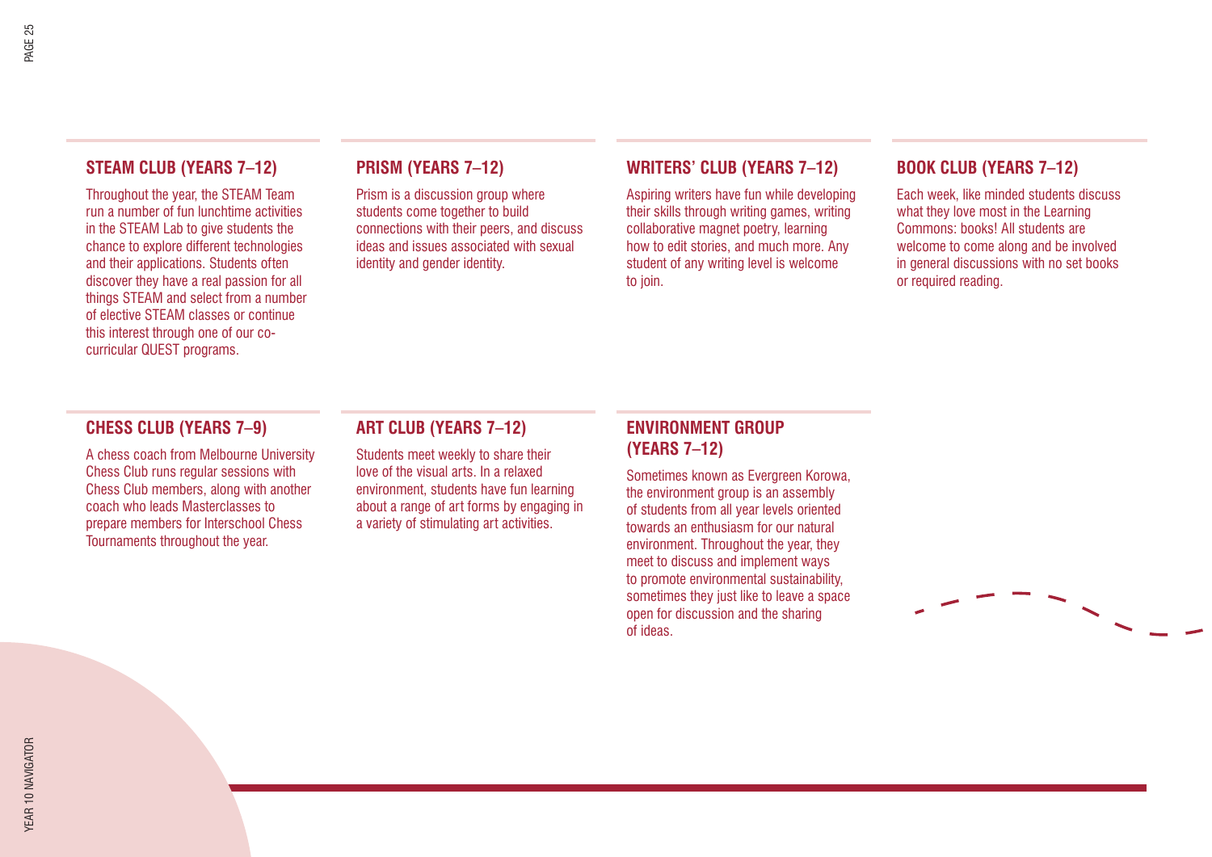## STEAM CLUB (YEARS 7–12)

Throughout the year, the STEAM Team run a number of fun lunchtime activities in the STEAM Lab to give students the chance to explore different technologies and their applications. Students often discover they have a real passion for all things STEAM and select from a number of elective STEAM classes or continue this interest through one of our co-curricular QUEST programs.

## PRISM (YEARS 7–12)

Prism is a discussion group where students come together to build connections with their peers, and discuss ideas and issues associated with sexual identity and gender identity.

## WRITERS' CLUB (YEARS 7–12)

Aspiring writers have fun while developing their skills through writing games, writing collaborative magnet poetry, learning how to edit stories, and much more. Any student of any writing level is welcome to join.

## BOOK CLUB (YEARS 7–12)

Each week, like minded students discuss what they love most in the Learning Commons: books! All students are welcome to come along and be involved in general discussions with no set books or required reading.

## CHESS CLUB (YEARS 7–9)

A chess coach from Melbourne University Chess Club runs regular sessions with Chess Club members, along with another coach who leads Masterclasses to prepare members for Interschool Chess Tournaments throughout the year.

## ART CLUB (YEARS 7–12)

Students meet weekly to share their love of the visual arts. In a relaxed environment, students have fun learning about a range of art forms by engaging in a variety of stimulating art activities.

## ENVIRONMENT GROUP (YEARS 7–12)

Sometimes known as Evergreen Korowa, the environment group is an assembly of students from all year levels oriented towards an enthusiasm for our natural environment. Throughout the year, they meet to discuss and implement ways to promote environmental sustainability, sometimes they just like to leave a space open for discussion and the sharing of ideas.